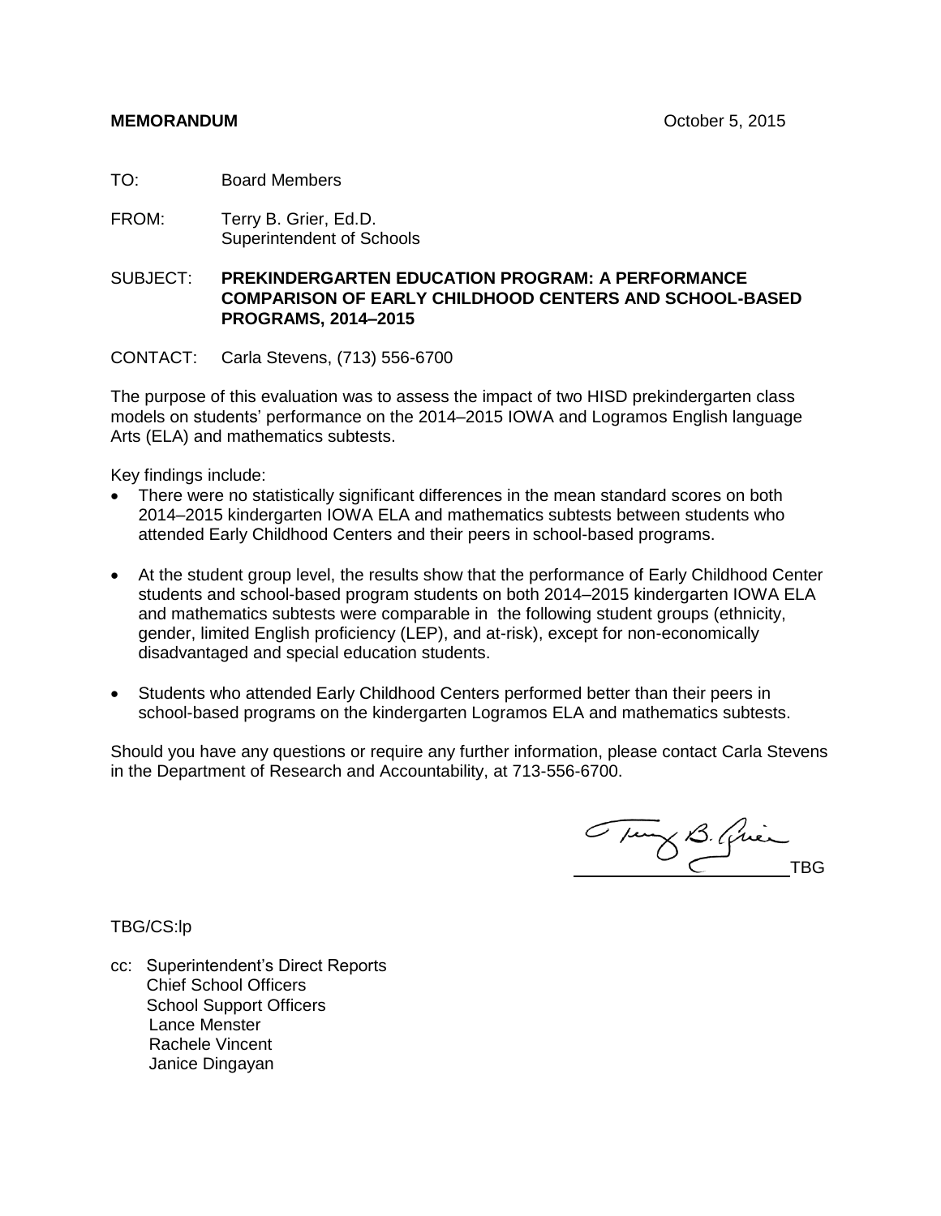**MEMORANDUM** October 5, 2015

TO: Board Members

FROM: Terry B. Grier, Ed.D.
Superintendent of Schools

SUBJECT: **PREKINDERGARTEN EDUCATION PROGRAM: A PERFORMANCE COMPARISON OF EARLY CHILDHOOD CENTERS AND SCHOOL-BASED PROGRAMS, 2014–2015**

CONTACT: Carla Stevens, (713) 556-6700

The purpose of this evaluation was to assess the impact of two HISD prekindergarten class models on students' performance on the 2014–2015 IOWA and Logramos English language Arts (ELA) and mathematics subtests.

Key findings include:

- There were no statistically significant differences in the mean standard scores on both 2014–2015 kindergarten IOWA ELA and mathematics subtests between students who attended Early Childhood Centers and their peers in school-based programs.
- At the student group level, the results show that the performance of Early Childhood Center students and school-based program students on both 2014–2015 kindergarten IOWA ELA and mathematics subtests were comparable in the following student groups (ethnicity, gender, limited English proficiency (LEP), and at-risk), except for non-economically disadvantaged and special education students.
- Students who attended Early Childhood Centers performed better than their peers in school-based programs on the kindergarten Logramos ELA and mathematics subtests.

Should you have any questions or require any further information, please contact Carla Stevens in the Department of Research and Accountability, at 713-556-6700.

TBG

TBG/CS:lp

cc: Superintendent's Direct Reports
Chief School Officers
School Support Officers
Lance Menster
Rachele Vincent
Janice Dingayan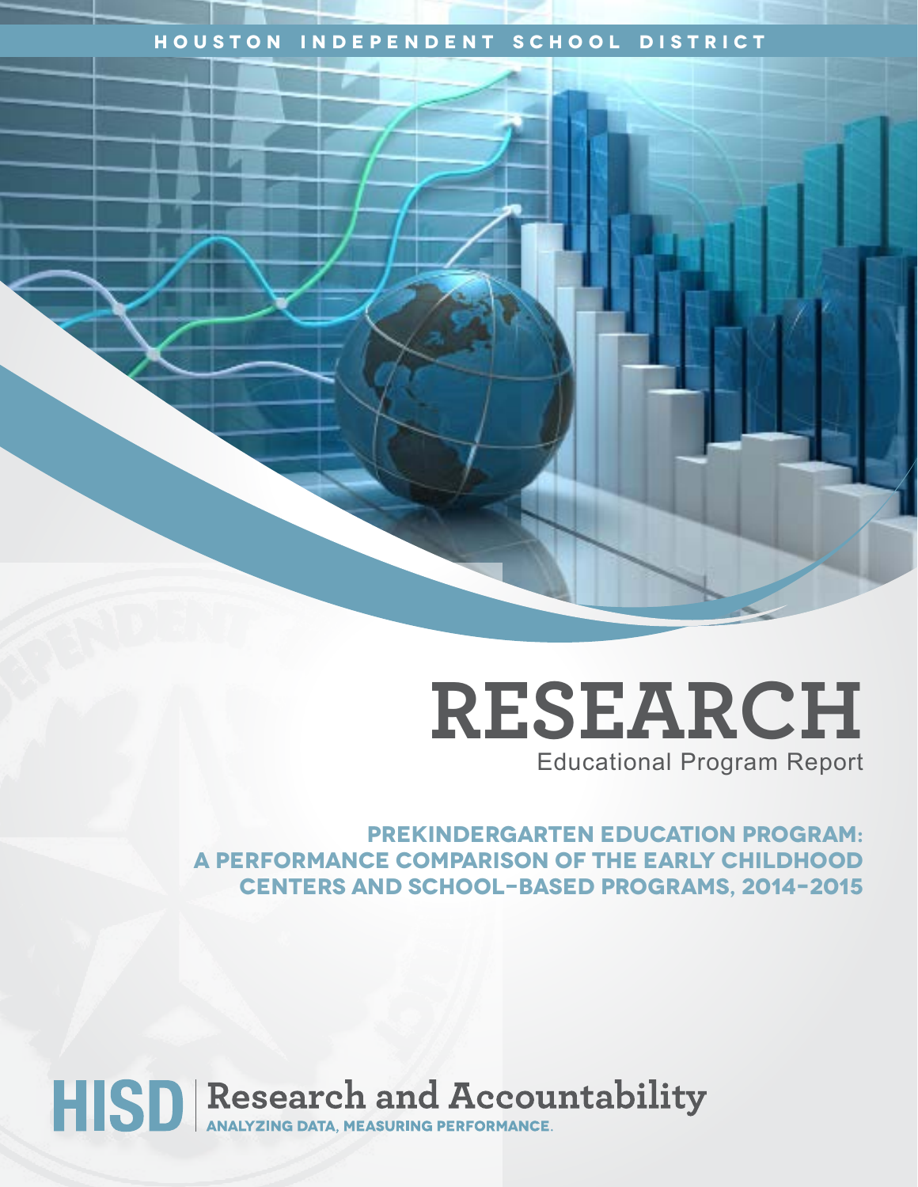HOUSTON INDEPENDENT SCHOOL DISTRICT

# RESEARCH

Educational Program Report

## PREKINDERGARTEN EDUCATION PROGRAM: A PERFORMANCE COMPARISON OF THE EARLY CHILDHOOD CENTERS AND SCHOOL-BASED PROGRAMS, 2014–2015

**HISD** | **Research and Accountability**

ANALYZING DATA, MEASURING PERFORMANCE.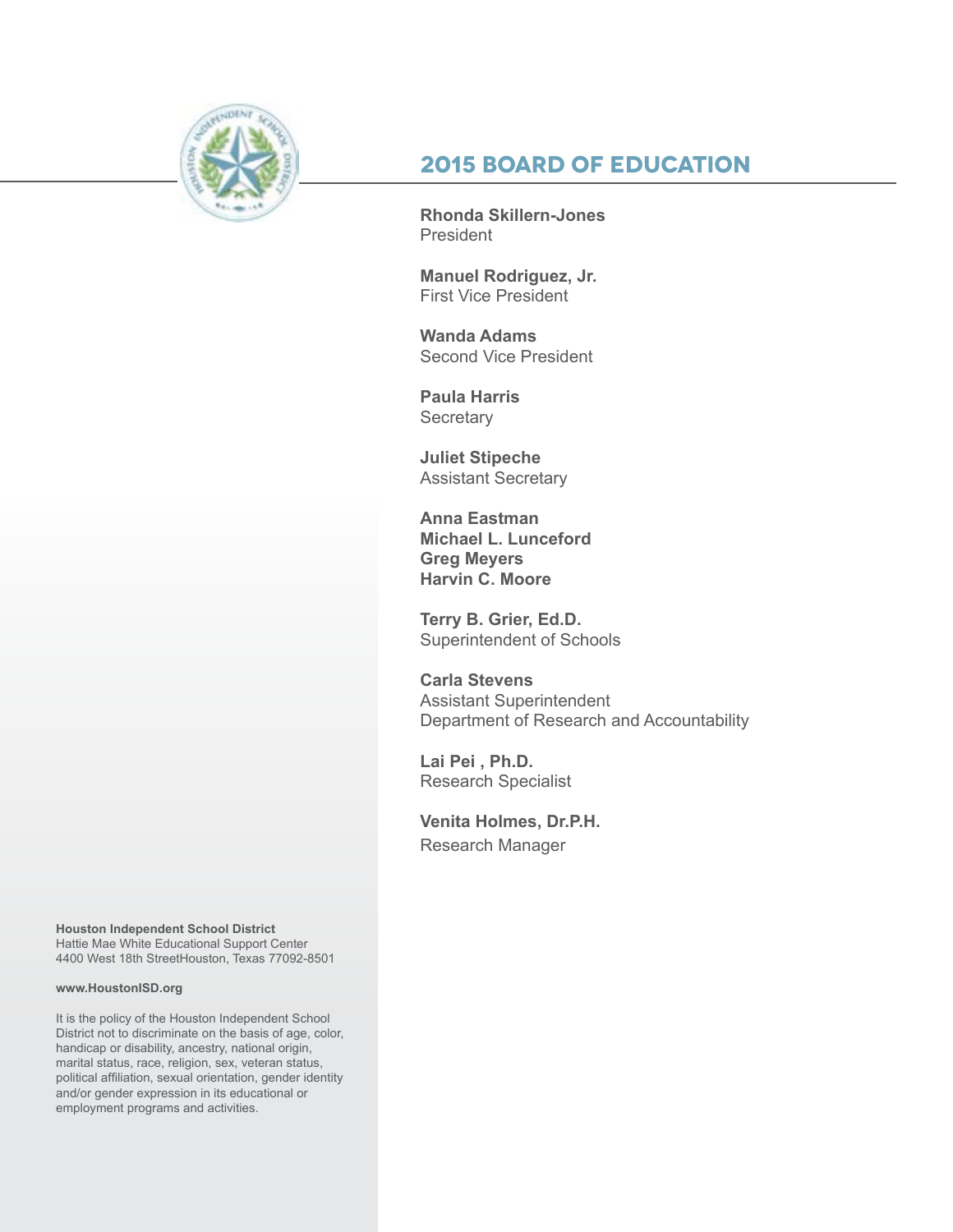# 2015 BOARD OF EDUCATION

**Rhonda Skillern-Jones**
President

**Manuel Rodriguez, Jr.**
First Vice President

**Wanda Adams**
Second Vice President

**Paula Harris**
Secretary

**Juliet Stipeche**
Assistant Secretary

**Anna Eastman**
**Michael L. Lunceford**
**Greg Meyers**
**Harvin C. Moore**

**Terry B. Grier, Ed.D.**
Superintendent of Schools

**Carla Stevens**
Assistant Superintendent
Department of Research and Accountability

**Lai Pei , Ph.D.**
Research Specialist

**Venita Holmes, Dr.P.H.**
Research Manager

**Houston Independent School District**
Hattie Mae White Educational Support Center
4400 West 18th StreetHouston, Texas 77092-8501

**www.HoustonISD.org**

It is the policy of the Houston Independent School District not to discriminate on the basis of age, color, handicap or disability, ancestry, national origin, marital status, race, religion, sex, veteran status, political affiliation, sexual orientation, gender identity and/or gender expression in its educational or employment programs and activities.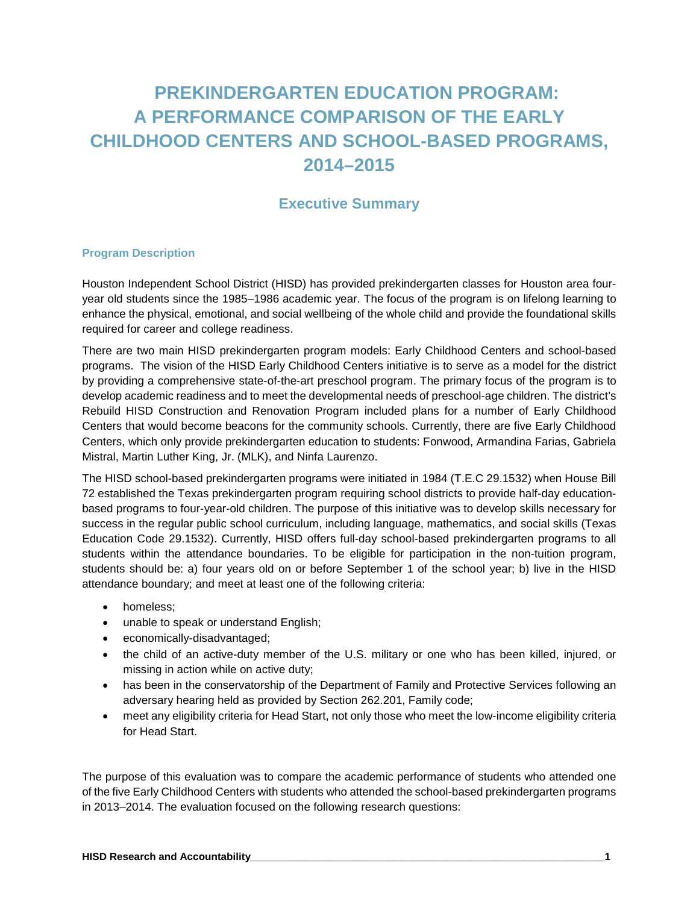# PREKINDERGARTEN EDUCATION PROGRAM: A PERFORMANCE COMPARISON OF THE EARLY CHILDHOOD CENTERS AND SCHOOL-BASED PROGRAMS, 2014–2015

## Executive Summary

### Program Description

Houston Independent School District (HISD) has provided prekindergarten classes for Houston area four-year old students since the 1985–1986 academic year. The focus of the program is on lifelong learning to enhance the physical, emotional, and social wellbeing of the whole child and provide the foundational skills required for career and college readiness.

There are two main HISD prekindergarten program models: Early Childhood Centers and school-based programs. The vision of the HISD Early Childhood Centers initiative is to serve as a model for the district by providing a comprehensive state-of-the-art preschool program. The primary focus of the program is to develop academic readiness and to meet the developmental needs of preschool-age children. The district's Rebuild HISD Construction and Renovation Program included plans for a number of Early Childhood Centers that would become beacons for the community schools. Currently, there are five Early Childhood Centers, which only provide prekindergarten education to students: Fonwood, Armandina Farias, Gabriela Mistral, Martin Luther King, Jr. (MLK), and Ninfa Laurenzo.

The HISD school-based prekindergarten programs were initiated in 1984 (T.E.C 29.1532) when House Bill 72 established the Texas prekindergarten program requiring school districts to provide half-day education-based programs to four-year-old children. The purpose of this initiative was to develop skills necessary for success in the regular public school curriculum, including language, mathematics, and social skills (Texas Education Code 29.1532). Currently, HISD offers full-day school-based prekindergarten programs to all students within the attendance boundaries. To be eligible for participation in the non-tuition program, students should be: a) four years old on or before September 1 of the school year; b) live in the HISD attendance boundary; and meet at least one of the following criteria:

- homeless;
- unable to speak or understand English;
- economically-disadvantaged;
- the child of an active-duty member of the U.S. military or one who has been killed, injured, or missing in action while on active duty;
- has been in the conservatorship of the Department of Family and Protective Services following an adversary hearing held as provided by Section 262.201, Family code;
- meet any eligibility criteria for Head Start, not only those who meet the low-income eligibility criteria for Head Start.

The purpose of this evaluation was to compare the academic performance of students who attended one of the five Early Childhood Centers with students who attended the school-based prekindergarten programs in 2013–2014. The evaluation focused on the following research questions: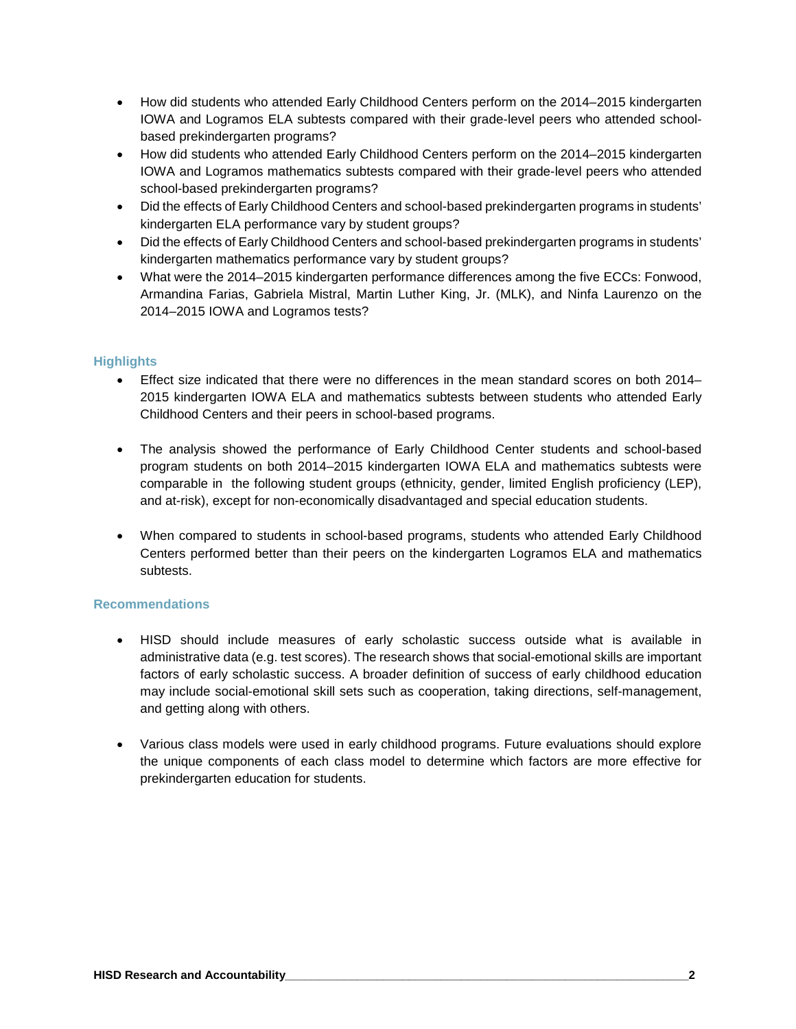- How did students who attended Early Childhood Centers perform on the 2014–2015 kindergarten IOWA and Logramos ELA subtests compared with their grade-level peers who attended school-based prekindergarten programs?
- How did students who attended Early Childhood Centers perform on the 2014–2015 kindergarten IOWA and Logramos mathematics subtests compared with their grade-level peers who attended school-based prekindergarten programs?
- Did the effects of Early Childhood Centers and school-based prekindergarten programs in students' kindergarten ELA performance vary by student groups?
- Did the effects of Early Childhood Centers and school-based prekindergarten programs in students' kindergarten mathematics performance vary by student groups?
- What were the 2014–2015 kindergarten performance differences among the five ECCs: Fonwood, Armandina Farias, Gabriela Mistral, Martin Luther King, Jr. (MLK), and Ninfa Laurenzo on the 2014–2015 IOWA and Logramos tests?

## Highlights

- Effect size indicated that there were no differences in the mean standard scores on both 2014–2015 kindergarten IOWA ELA and mathematics subtests between students who attended Early Childhood Centers and their peers in school-based programs.

- The analysis showed the performance of Early Childhood Center students and school-based program students on both 2014–2015 kindergarten IOWA ELA and mathematics subtests were comparable in the following student groups (ethnicity, gender, limited English proficiency (LEP), and at-risk), except for non-economically disadvantaged and special education students.

- When compared to students in school-based programs, students who attended Early Childhood Centers performed better than their peers on the kindergarten Logramos ELA and mathematics subtests.

## Recommendations

- HISD should include measures of early scholastic success outside what is available in administrative data (e.g. test scores). The research shows that social-emotional skills are important factors of early scholastic success. A broader definition of success of early childhood education may include social-emotional skill sets such as cooperation, taking directions, self-management, and getting along with others.

- Various class models were used in early childhood programs. Future evaluations should explore the unique components of each class model to determine which factors are more effective for prekindergarten education for students.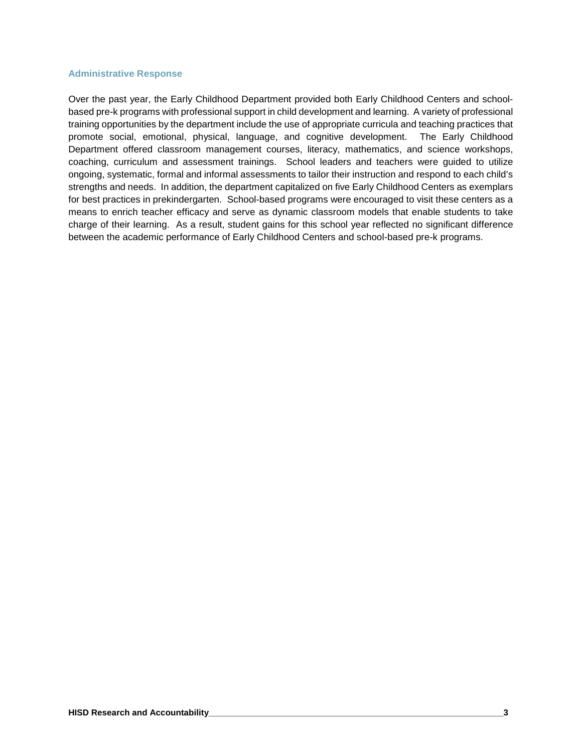### Administrative Response

Over the past year, the Early Childhood Department provided both Early Childhood Centers and school-based pre-k programs with professional support in child development and learning. A variety of professional training opportunities by the department include the use of appropriate curricula and teaching practices that promote social, emotional, physical, language, and cognitive development. The Early Childhood Department offered classroom management courses, literacy, mathematics, and science workshops, coaching, curriculum and assessment trainings. School leaders and teachers were guided to utilize ongoing, systematic, formal and informal assessments to tailor their instruction and respond to each child's strengths and needs. In addition, the department capitalized on five Early Childhood Centers as exemplars for best practices in prekindergarten. School-based programs were encouraged to visit these centers as a means to enrich teacher efficacy and serve as dynamic classroom models that enable students to take charge of their learning. As a result, student gains for this school year reflected no significant difference between the academic performance of Early Childhood Centers and school-based pre-k programs.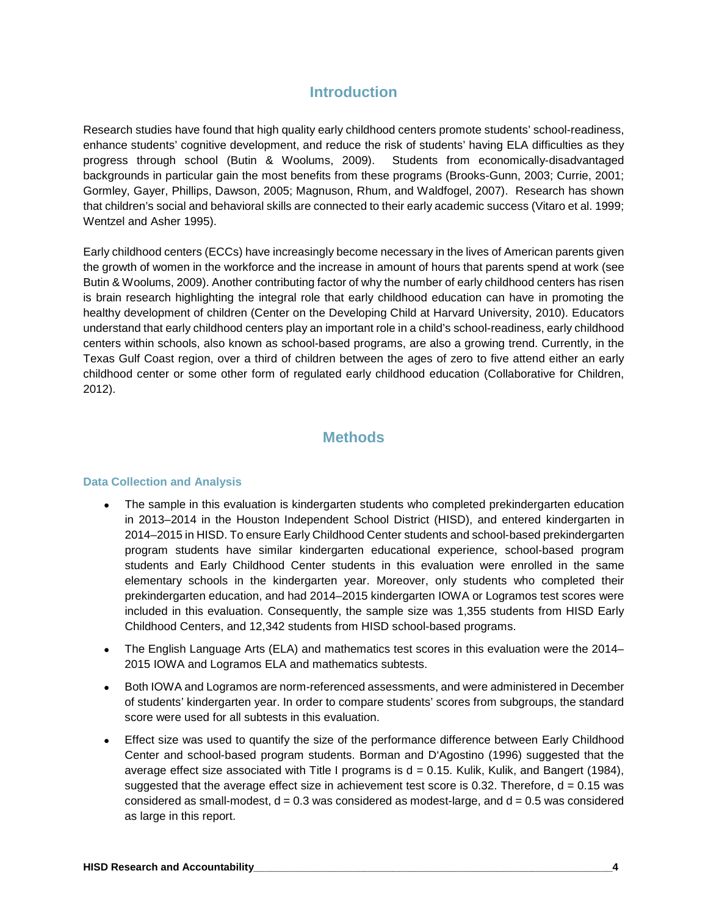# Introduction

Research studies have found that high quality early childhood centers promote students' school-readiness, enhance students' cognitive development, and reduce the risk of students' having ELA difficulties as they progress through school (Butin & Woolums, 2009). Students from economically-disadvantaged backgrounds in particular gain the most benefits from these programs (Brooks-Gunn, 2003; Currie, 2001; Gormley, Gayer, Phillips, Dawson, 2005; Magnuson, Rhum, and Waldfogel, 2007). Research has shown that children's social and behavioral skills are connected to their early academic success (Vitaro et al. 1999; Wentzel and Asher 1995).

Early childhood centers (ECCs) have increasingly become necessary in the lives of American parents given the growth of women in the workforce and the increase in amount of hours that parents spend at work (see Butin & Woolums, 2009). Another contributing factor of why the number of early childhood centers has risen is brain research highlighting the integral role that early childhood education can have in promoting the healthy development of children (Center on the Developing Child at Harvard University, 2010). Educators understand that early childhood centers play an important role in a child's school-readiness, early childhood centers within schools, also known as school-based programs, are also a growing trend. Currently, in the Texas Gulf Coast region, over a third of children between the ages of zero to five attend either an early childhood center or some other form of regulated early childhood education (Collaborative for Children, 2012).

# Methods

## Data Collection and Analysis

- The sample in this evaluation is kindergarten students who completed prekindergarten education in 2013–2014 in the Houston Independent School District (HISD), and entered kindergarten in 2014–2015 in HISD. To ensure Early Childhood Center students and school-based prekindergarten program students have similar kindergarten educational experience, school-based program students and Early Childhood Center students in this evaluation were enrolled in the same elementary schools in the kindergarten year. Moreover, only students who completed their prekindergarten education, and had 2014–2015 kindergarten IOWA or Logramos test scores were included in this evaluation. Consequently, the sample size was 1,355 students from HISD Early Childhood Centers, and 12,342 students from HISD school-based programs.
- The English Language Arts (ELA) and mathematics test scores in this evaluation were the 2014–2015 IOWA and Logramos ELA and mathematics subtests.
- Both IOWA and Logramos are norm-referenced assessments, and were administered in December of students' kindergarten year. In order to compare students' scores from subgroups, the standard score were used for all subtests in this evaluation.
- Effect size was used to quantify the size of the performance difference between Early Childhood Center and school-based program students. Borman and D'Agostino (1996) suggested that the average effect size associated with Title I programs is $d = 0.15$. Kulik, Kulik, and Bangert (1984), suggested that the average effect size in achievement test score is 0.32. Therefore, $d = 0.15$ was considered as small-modest, $d = 0.3$ was considered as modest-large, and $d = 0.5$ was considered as large in this report.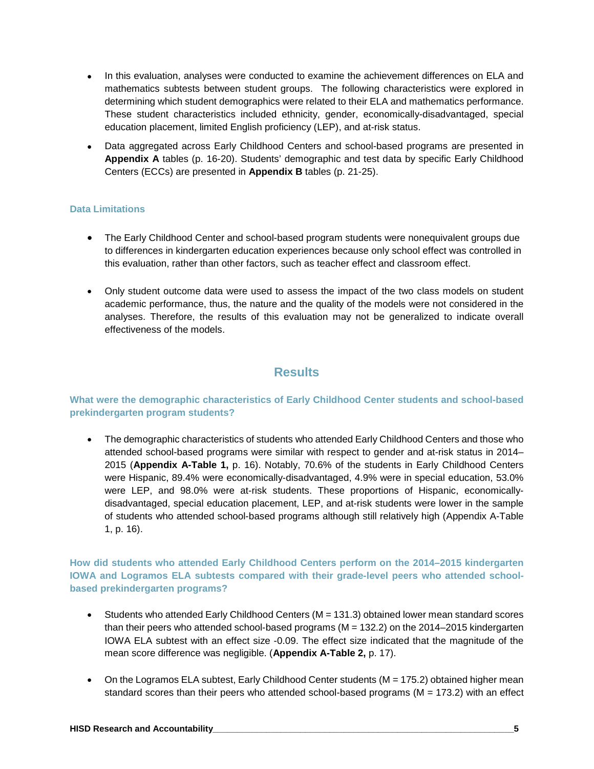- In this evaluation, analyses were conducted to examine the achievement differences on ELA and mathematics subtests between student groups. The following characteristics were explored in determining which student demographics were related to their ELA and mathematics performance. These student characteristics included ethnicity, gender, economically-disadvantaged, special education placement, limited English proficiency (LEP), and at-risk status.
- Data aggregated across Early Childhood Centers and school-based programs are presented in **Appendix A** tables (p. 16-20). Students' demographic and test data by specific Early Childhood Centers (ECCs) are presented in **Appendix B** tables (p. 21-25).

### Data Limitations

- The Early Childhood Center and school-based program students were nonequivalent groups due to differences in kindergarten education experiences because only school effect was controlled in this evaluation, rather than other factors, such as teacher effect and classroom effect.
- Only student outcome data were used to assess the impact of the two class models on student academic performance, thus, the nature and the quality of the models were not considered in the analyses. Therefore, the results of this evaluation may not be generalized to indicate overall effectiveness of the models.

## Results

### What were the demographic characteristics of Early Childhood Center students and school-based prekindergarten program students?

- The demographic characteristics of students who attended Early Childhood Centers and those who attended school-based programs were similar with respect to gender and at-risk status in 2014–2015 (**Appendix A-Table 1,** p. 16). Notably, 70.6% of the students in Early Childhood Centers were Hispanic, 89.4% were economically-disadvantaged, 4.9% were in special education, 53.0% were LEP, and 98.0% were at-risk students. These proportions of Hispanic, economically-disadvantaged, special education placement, LEP, and at-risk students were lower in the sample of students who attended school-based programs although still relatively high (Appendix A-Table 1, p. 16).

### How did students who attended Early Childhood Centers perform on the 2014–2015 kindergarten IOWA and Logramos ELA subtests compared with their grade-level peers who attended school-based prekindergarten programs?

- Students who attended Early Childhood Centers (M = 131.3) obtained lower mean standard scores than their peers who attended school-based programs (M = 132.2) on the 2014–2015 kindergarten IOWA ELA subtest with an effect size -0.09. The effect size indicated that the magnitude of the mean score difference was negligible. (**Appendix A-Table 2,** p. 17).
- On the Logramos ELA subtest, Early Childhood Center students (M = 175.2) obtained higher mean standard scores than their peers who attended school-based programs (M = 173.2) with an effect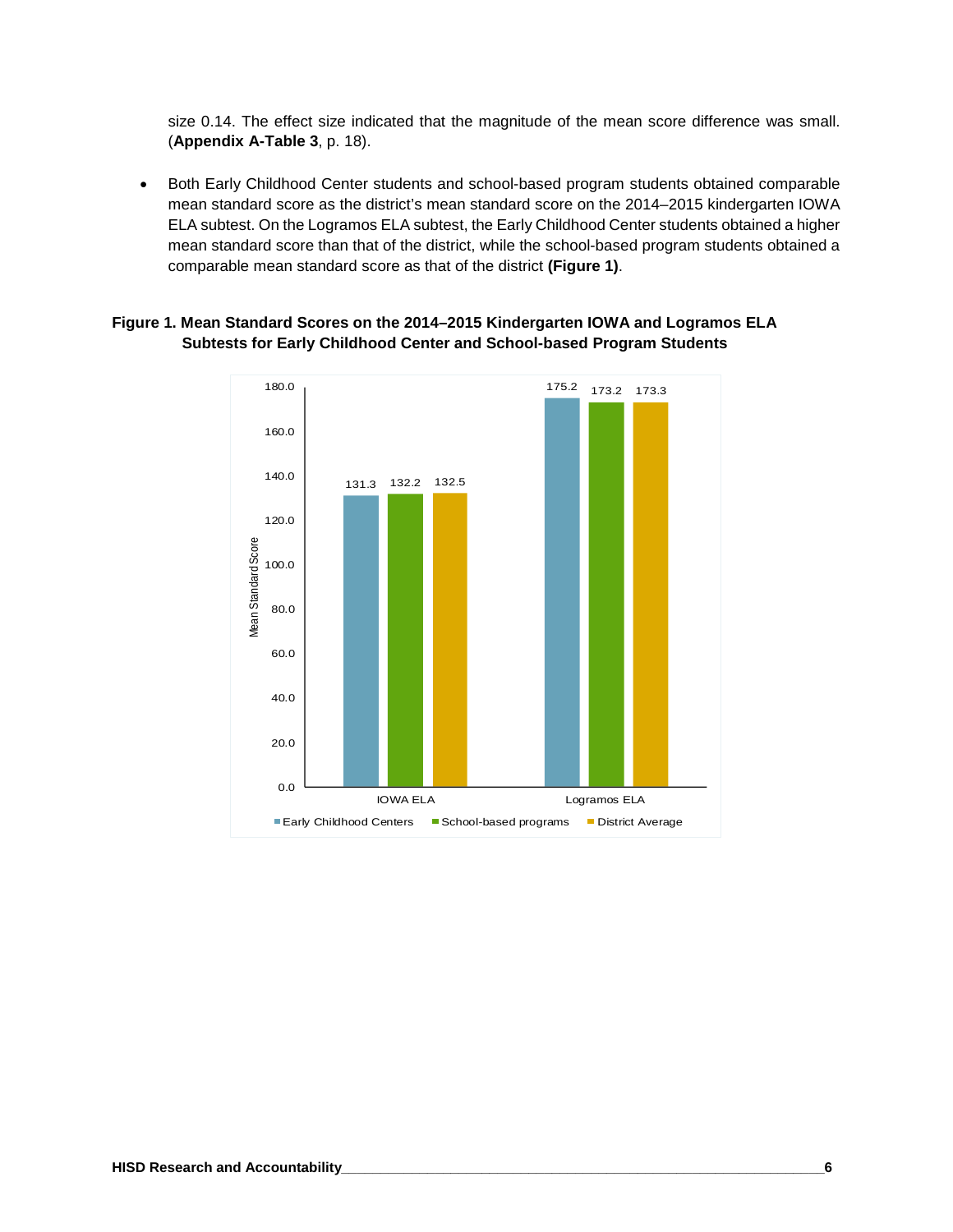size 0.14. The effect size indicated that the magnitude of the mean score difference was small. (**Appendix A-Table 3**, p. 18).

- Both Early Childhood Center students and school-based program students obtained comparable mean standard score as the district's mean standard score on the 2014–2015 kindergarten IOWA ELA subtest. On the Logramos ELA subtest, the Early Childhood Center students obtained a higher mean standard score than that of the district, while the school-based program students obtained a comparable mean standard score as that of the district **(Figure 1)**.

**Figure 1. Mean Standard Scores on the 2014–2015 Kindergarten IOWA and Logramos ELA Subtests for Early Childhood Center and School-based Program Students**

| | Early Childhood Centers | School-based programs | District Average |
|---|---|---|---|
| IOWA ELA | 131.3 | 132.2 | 132.5 |
| Logramos ELA | 175.2 | 173.2 | 173.3 |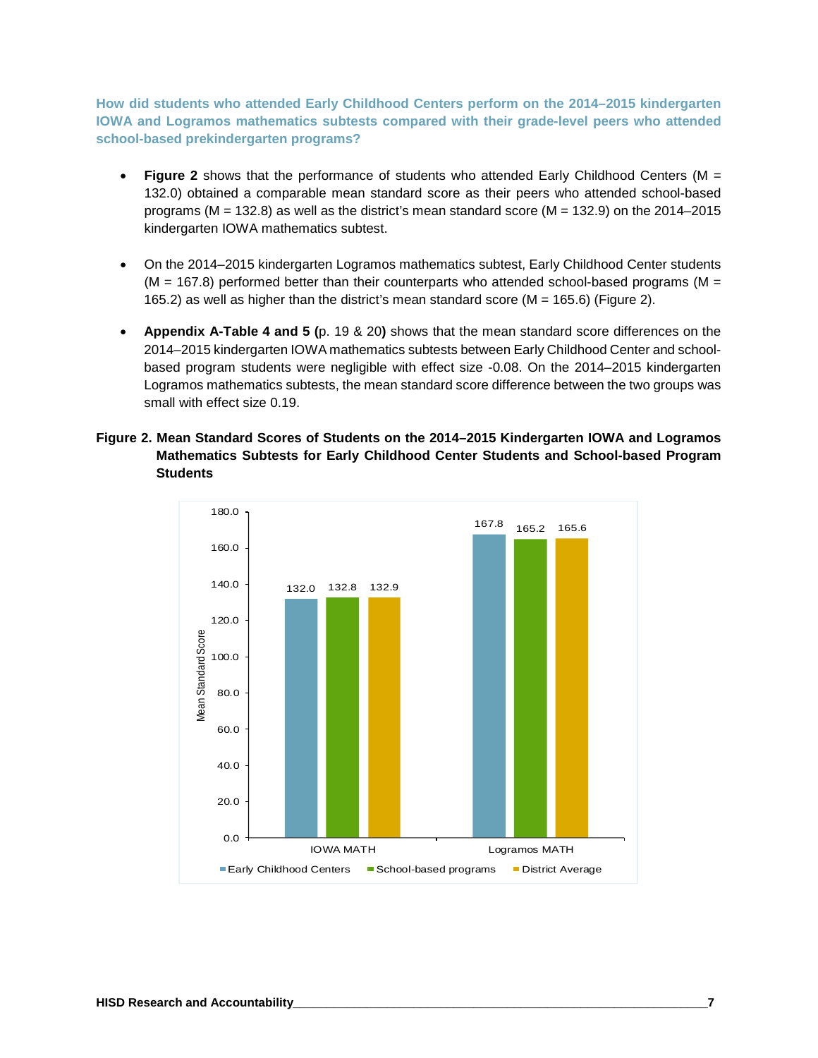**How did students who attended Early Childhood Centers perform on the 2014–2015 kindergarten IOWA and Logramos mathematics subtests compared with their grade-level peers who attended school-based prekindergarten programs?**

- **Figure 2** shows that the performance of students who attended Early Childhood Centers (M = 132.0) obtained a comparable mean standard score as their peers who attended school-based programs (M = 132.8) as well as the district's mean standard score (M = 132.9) on the 2014–2015 kindergarten IOWA mathematics subtest.

- On the 2014–2015 kindergarten Logramos mathematics subtest, Early Childhood Center students (M = 167.8) performed better than their counterparts who attended school-based programs (M = 165.2) as well as higher than the district's mean standard score (M = 165.6) (Figure 2).

- **Appendix A-Table 4 and 5 (**p. 19 & 20**)** shows that the mean standard score differences on the 2014–2015 kindergarten IOWA mathematics subtests between Early Childhood Center and school-based program students were negligible with effect size -0.08. On the 2014–2015 kindergarten Logramos mathematics subtests, the mean standard score difference between the two groups was small with effect size 0.19.

**Figure 2. Mean Standard Scores of Students on the 2014–2015 Kindergarten IOWA and Logramos Mathematics Subtests for Early Childhood Center Students and School-based Program Students**

| | Early Childhood Centers | School-based programs | District Average |
|---|---|---|---|
| IOWA MATH | 132.0 | 132.8 | 132.9 |
| Logramos MATH | 167.8 | 165.2 | 165.6 |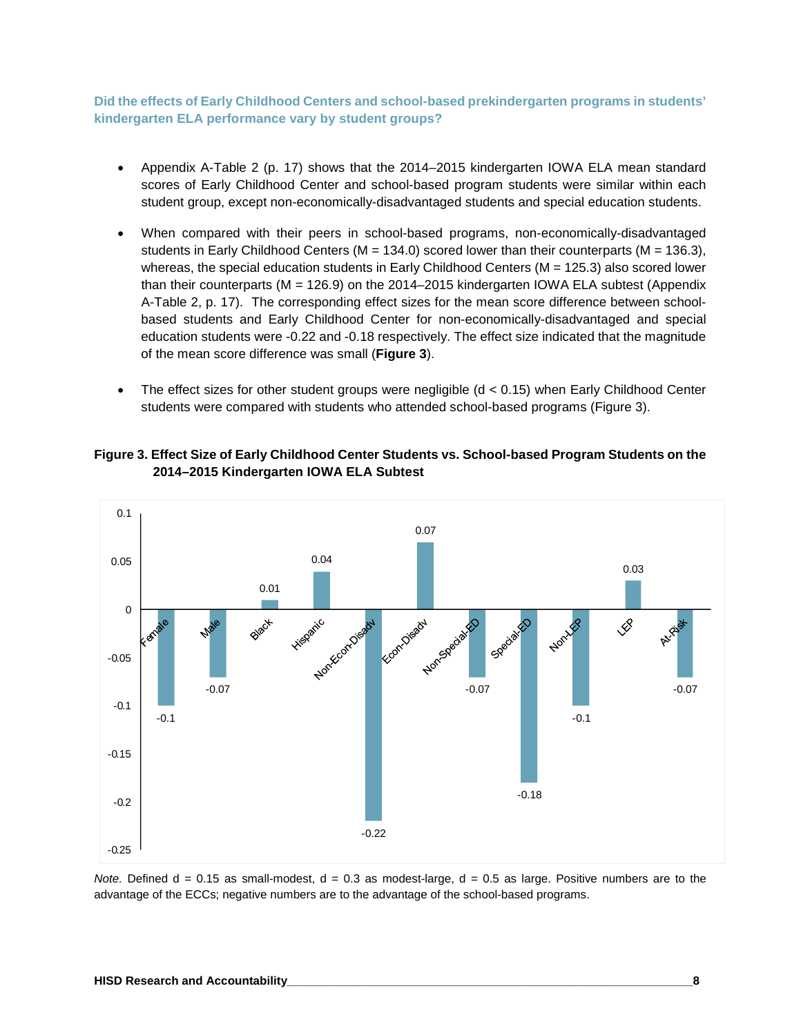### Did the effects of Early Childhood Centers and school-based prekindergarten programs in students' kindergarten ELA performance vary by student groups?

- Appendix A-Table 2 (p. 17) shows that the 2014–2015 kindergarten IOWA ELA mean standard scores of Early Childhood Center and school-based program students were similar within each student group, except non-economically-disadvantaged students and special education students.

- When compared with their peers in school-based programs, non-economically-disadvantaged students in Early Childhood Centers (M = 134.0) scored lower than their counterparts (M = 136.3), whereas, the special education students in Early Childhood Centers (M = 125.3) also scored lower than their counterparts (M = 126.9) on the 2014–2015 kindergarten IOWA ELA subtest (Appendix A-Table 2, p. 17). The corresponding effect sizes for the mean score difference between school-based students and Early Childhood Center for non-economically-disadvantaged and special education students were -0.22 and -0.18 respectively. The effect size indicated that the magnitude of the mean score difference was small (**Figure 3**).

- The effect sizes for other student groups were negligible (d < 0.15) when Early Childhood Center students were compared with students who attended school-based programs (Figure 3).

**Figure 3. Effect Size of Early Childhood Center Students vs. School-based Program Students on the 2014–2015 Kindergarten IOWA ELA Subtest**

| Student Group | Effect Size |
|---|---|
| Female | -0.1 |
| Male | -0.07 |
| Black | 0.01 |
| Hispanic | 0.04 |
| Non-Econ-Disadv | -0.22 |
| Econ-Disadv | 0.07 |
| Non-Special-ED | -0.07 |
| Special-ED | -0.18 |
| Non-LEP | -0.1 |
| LEP | 0.03 |
| At-Risk | -0.07 |

*Note.* Defined d = 0.15 as small-modest, d = 0.3 as modest-large, d = 0.5 as large. Positive numbers are to the advantage of the ECCs; negative numbers are to the advantage of the school-based programs.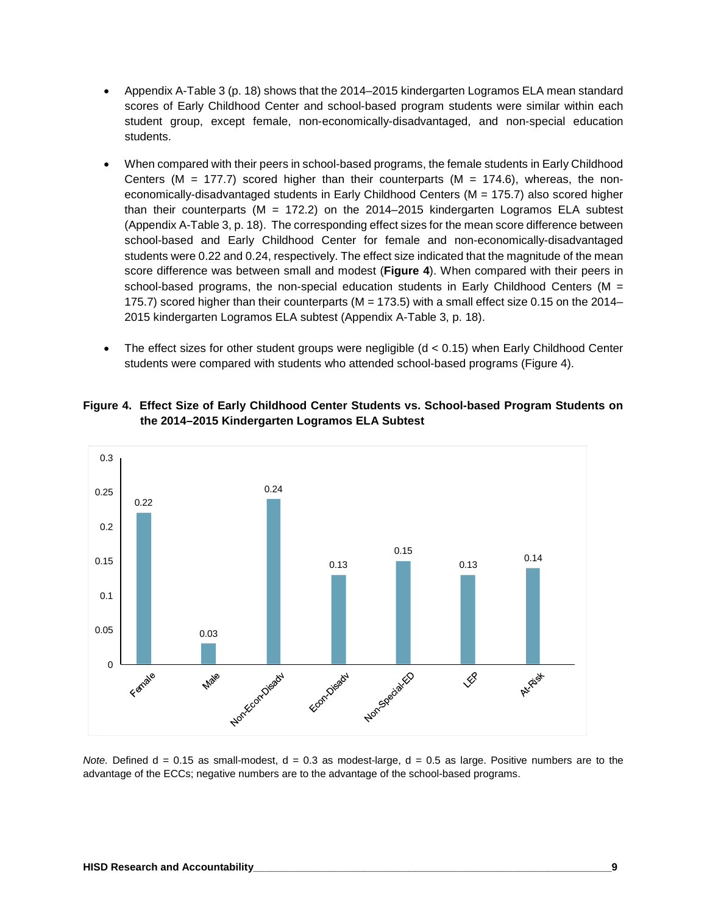- Appendix A-Table 3 (p. 18) shows that the 2014–2015 kindergarten Logramos ELA mean standard scores of Early Childhood Center and school-based program students were similar within each student group, except female, non-economically-disadvantaged, and non-special education students.

- When compared with their peers in school-based programs, the female students in Early Childhood Centers (M = 177.7) scored higher than their counterparts (M = 174.6), whereas, the non-economically-disadvantaged students in Early Childhood Centers (M = 175.7) also scored higher than their counterparts (M = 172.2) on the 2014–2015 kindergarten Logramos ELA subtest (Appendix A-Table 3, p. 18). The corresponding effect sizes for the mean score difference between school-based and Early Childhood Center for female and non-economically-disadvantaged students were 0.22 and 0.24, respectively. The effect size indicated that the magnitude of the mean score difference was between small and modest (**Figure 4**). When compared with their peers in school-based programs, the non-special education students in Early Childhood Centers (M = 175.7) scored higher than their counterparts (M = 173.5) with a small effect size 0.15 on the 2014–2015 kindergarten Logramos ELA subtest (Appendix A-Table 3, p. 18).

- The effect sizes for other student groups were negligible ($d < 0.15$) when Early Childhood Center students were compared with students who attended school-based programs (Figure 4).

**Figure 4. Effect Size of Early Childhood Center Students vs. School-based Program Students on the 2014–2015 Kindergarten Logramos ELA Subtest**

| Student Group | Effect Size |
|---|---|
| Female | 0.22 |
| Male | 0.03 |
| Non-Econ-Disadv | 0.24 |
| Econ-Disadv | 0.13 |
| Non-Special-ED | 0.15 |
| LEP | 0.13 |
| At-Risk | 0.14 |

*Note.* Defined d = 0.15 as small-modest, d = 0.3 as modest-large, d = 0.5 as large. Positive numbers are to the advantage of the ECCs; negative numbers are to the advantage of the school-based programs.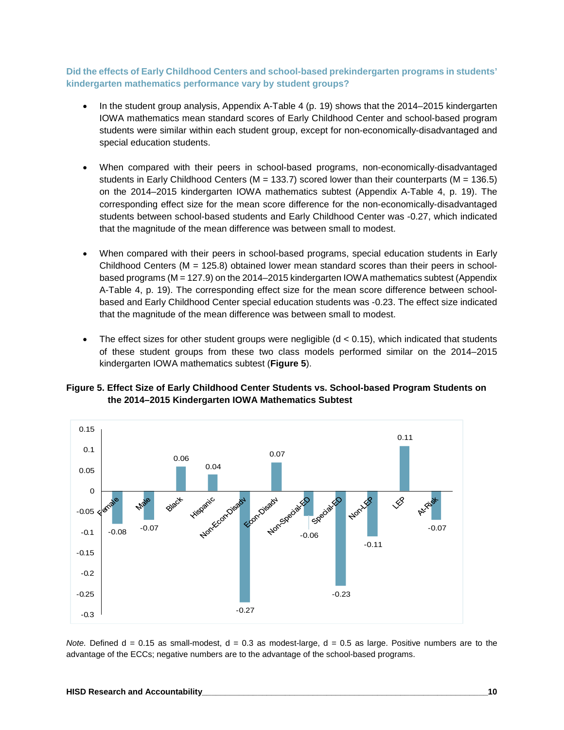**Did the effects of Early Childhood Centers and school-based prekindergarten programs in students' kindergarten mathematics performance vary by student groups?**

- In the student group analysis, Appendix A-Table 4 (p. 19) shows that the 2014–2015 kindergarten IOWA mathematics mean standard scores of Early Childhood Center and school-based program students were similar within each student group, except for non-economically-disadvantaged and special education students.

- When compared with their peers in school-based programs, non-economically-disadvantaged students in Early Childhood Centers (M = 133.7) scored lower than their counterparts (M = 136.5) on the 2014–2015 kindergarten IOWA mathematics subtest (Appendix A-Table 4, p. 19). The corresponding effect size for the mean score difference for the non-economically-disadvantaged students between school-based students and Early Childhood Center was -0.27, which indicated that the magnitude of the mean difference was between small to modest.

- When compared with their peers in school-based programs, special education students in Early Childhood Centers (M = 125.8) obtained lower mean standard scores than their peers in school-based programs (M = 127.9) on the 2014–2015 kindergarten IOWA mathematics subtest (Appendix A-Table 4, p. 19). The corresponding effect size for the mean score difference between school-based and Early Childhood Center special education students was -0.23. The effect size indicated that the magnitude of the mean difference was between small to modest.

- The effect sizes for other student groups were negligible ($d < 0.15$), which indicated that students of these student groups from these two class models performed similar on the 2014–2015 kindergarten IOWA mathematics subtest (**Figure 5**).

**Figure 5. Effect Size of Early Childhood Center Students vs. School-based Program Students on the 2014–2015 Kindergarten IOWA Mathematics Subtest**

| Student Group | Effect Size |
|---|---|
| Female | -0.08 |
| Male | -0.07 |
| Black | 0.06 |
| Hispanic | 0.04 |
| Non-Econ-Disadv | -0.27 |
| Econ-Disadv | 0.07 |
| Non-Special-ED | -0.06 |
| Special-ED | -0.23 |
| Non-LEP | -0.11 |
| LEP | 0.11 |
| At-Risk | -0.07 |

*Note.* Defined d = 0.15 as small-modest, d = 0.3 as modest-large, d = 0.5 as large. Positive numbers are to the advantage of the ECCs; negative numbers are to the advantage of the school-based programs.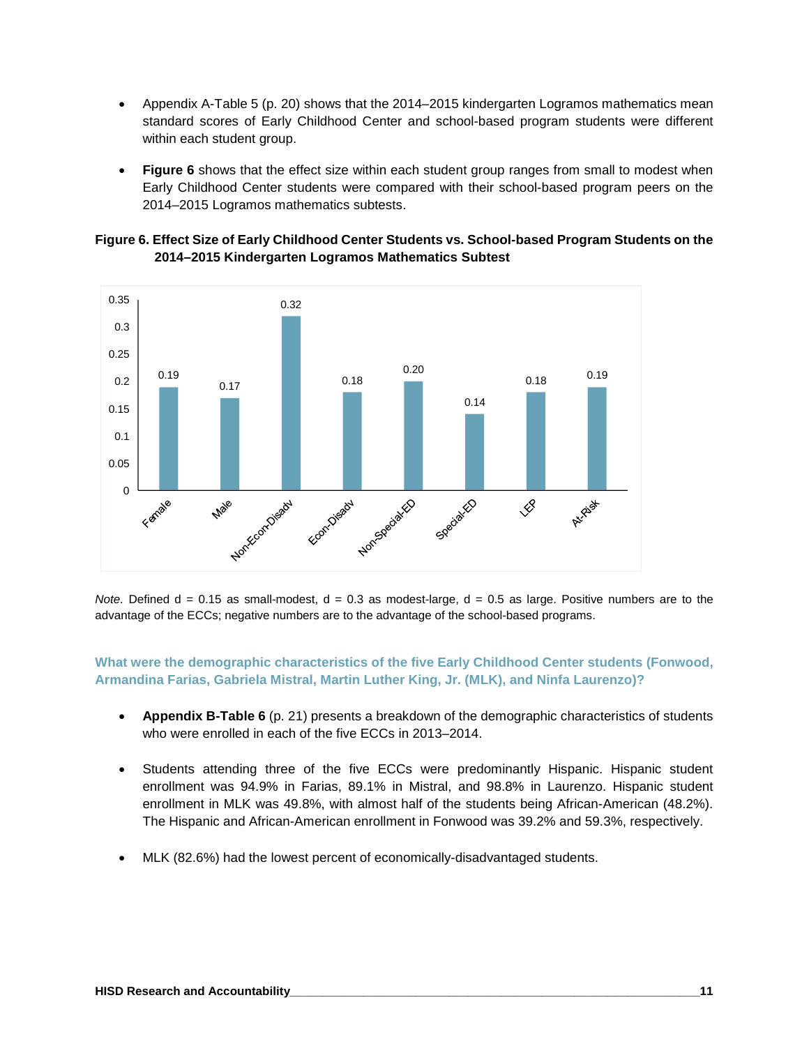- Appendix A-Table 5 (p. 20) shows that the 2014–2015 kindergarten Logramos mathematics mean standard scores of Early Childhood Center and school-based program students were different within each student group.

- **Figure 6** shows that the effect size within each student group ranges from small to modest when Early Childhood Center students were compared with their school-based program peers on the 2014–2015 Logramos mathematics subtests.

**Figure 6. Effect Size of Early Childhood Center Students vs. School-based Program Students on the 2014–2015 Kindergarten Logramos Mathematics Subtest**

| Student Group | Effect Size |
|---|---|
| Female | 0.19 |
| Male | 0.17 |
| Non-Econ-Disadv | 0.32 |
| Econ-Disadv | 0.18 |
| Non-Special-ED | 0.20 |
| Special-ED | 0.14 |
| LEP | 0.18 |
| At-Risk | 0.19 |

*Note.* Defined d = 0.15 as small-modest, d = 0.3 as modest-large, d = 0.5 as large. Positive numbers are to the advantage of the ECCs; negative numbers are to the advantage of the school-based programs.

### What were the demographic characteristics of the five Early Childhood Center students (Fonwood, Armandina Farias, Gabriela Mistral, Martin Luther King, Jr. (MLK), and Ninfa Laurenzo)?

- **Appendix B-Table 6** (p. 21) presents a breakdown of the demographic characteristics of students who were enrolled in each of the five ECCs in 2013–2014.

- Students attending three of the five ECCs were predominantly Hispanic. Hispanic student enrollment was 94.9% in Farias, 89.1% in Mistral, and 98.8% in Laurenzo. Hispanic student enrollment in MLK was 49.8%, with almost half of the students being African-American (48.2%). The Hispanic and African-American enrollment in Fonwood was 39.2% and 59.3%, respectively.

- MLK (82.6%) had the lowest percent of economically-disadvantaged students.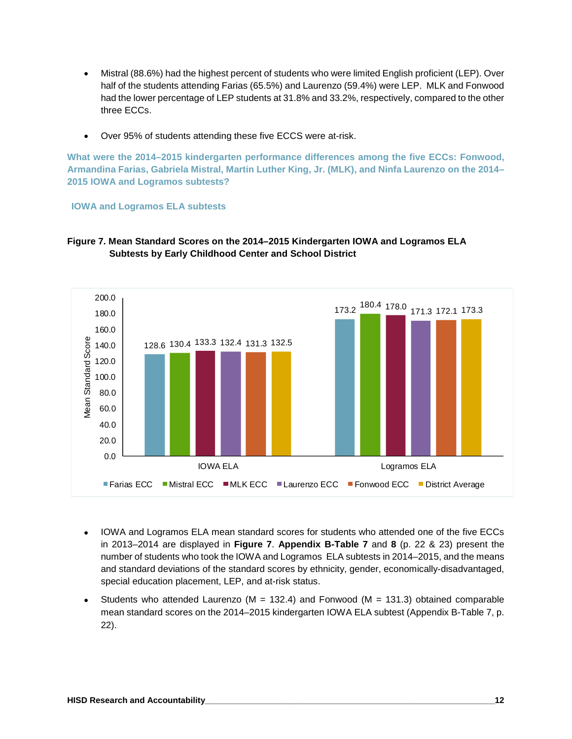- Mistral (88.6%) had the highest percent of students who were limited English proficient (LEP). Over half of the students attending Farias (65.5%) and Laurenzo (59.4%) were LEP. MLK and Fonwood had the lower percentage of LEP students at 31.8% and 33.2%, respectively, compared to the other three ECCs.

- Over 95% of students attending these five ECCS were at-risk.

### What were the 2014–2015 kindergarten performance differences among the five ECCs: Fonwood, Armandina Farias, Gabriela Mistral, Martin Luther King, Jr. (MLK), and Ninfa Laurenzo on the 2014–2015 IOWA and Logramos subtests?

#### IOWA and Logramos ELA subtests

**Figure 7. Mean Standard Scores on the 2014–2015 Kindergarten IOWA and Logramos ELA Subtests by Early Childhood Center and School District**

| | Farias ECC | Mistral ECC | MLK ECC | Laurenzo ECC | Fonwood ECC | District Average |
|---|---|---|---|---|---|---|
| IOWA ELA | 128.6 | 130.4 | 133.3 | 132.4 | 131.3 | 132.5 |
| Logramos ELA | 173.2 | 180.4 | 178.0 | 171.3 | 172.1 | 173.3 |

- IOWA and Logramos ELA mean standard scores for students who attended one of the five ECCs in 2013–2014 are displayed in **Figure 7**. **Appendix B-Table 7** and **8** (p. 22 & 23) present the number of students who took the IOWA and Logramos ELA subtests in 2014–2015, and the means and standard deviations of the standard scores by ethnicity, gender, economically-disadvantaged, special education placement, LEP, and at-risk status.

- Students who attended Laurenzo (M = 132.4) and Fonwood (M = 131.3) obtained comparable mean standard scores on the 2014–2015 kindergarten IOWA ELA subtest (Appendix B-Table 7, p. 22).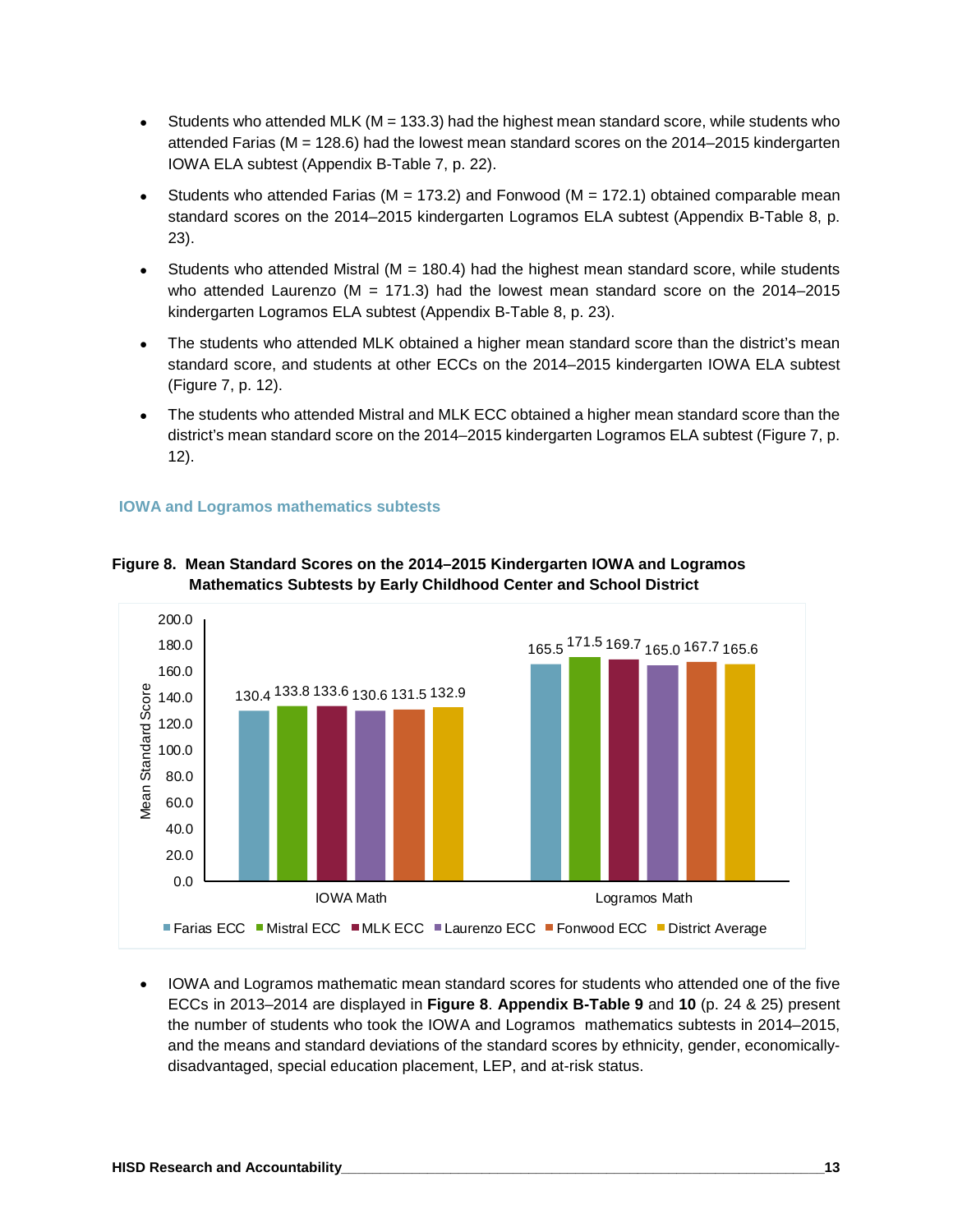- Students who attended MLK (M = 133.3) had the highest mean standard score, while students who attended Farias (M = 128.6) had the lowest mean standard scores on the 2014–2015 kindergarten IOWA ELA subtest (Appendix B-Table 7, p. 22).
- Students who attended Farias (M = 173.2) and Fonwood (M = 172.1) obtained comparable mean standard scores on the 2014–2015 kindergarten Logramos ELA subtest (Appendix B-Table 8, p. 23).
- Students who attended Mistral (M = 180.4) had the highest mean standard score, while students who attended Laurenzo (M = 171.3) had the lowest mean standard score on the 2014–2015 kindergarten Logramos ELA subtest (Appendix B-Table 8, p. 23).
- The students who attended MLK obtained a higher mean standard score than the district's mean standard score, and students at other ECCs on the 2014–2015 kindergarten IOWA ELA subtest (Figure 7, p. 12).
- The students who attended Mistral and MLK ECC obtained a higher mean standard score than the district's mean standard score on the 2014–2015 kindergarten Logramos ELA subtest (Figure 7, p. 12).

### IOWA and Logramos mathematics subtests

**Figure 8. Mean Standard Scores on the 2014–2015 Kindergarten IOWA and Logramos Mathematics Subtests by Early Childhood Center and School District**

| | Farias ECC | Mistral ECC | MLK ECC | Laurenzo ECC | Fonwood ECC | District Average |
|---|---|---|---|---|---|---|
| IOWA Math | 130.4 | 133.8 | 133.6 | 130.6 | 131.5 | 132.9 |
| Logramos Math | 165.5 | 171.5 | 169.7 | 165.0 | 167.7 | 165.6 |

- IOWA and Logramos mathematic mean standard scores for students who attended one of the five ECCs in 2013–2014 are displayed in **Figure 8**. **Appendix B-Table 9** and **10** (p. 24 & 25) present the number of students who took the IOWA and Logramos mathematics subtests in 2014–2015, and the means and standard deviations of the standard scores by ethnicity, gender, economically-disadvantaged, special education placement, LEP, and at-risk status.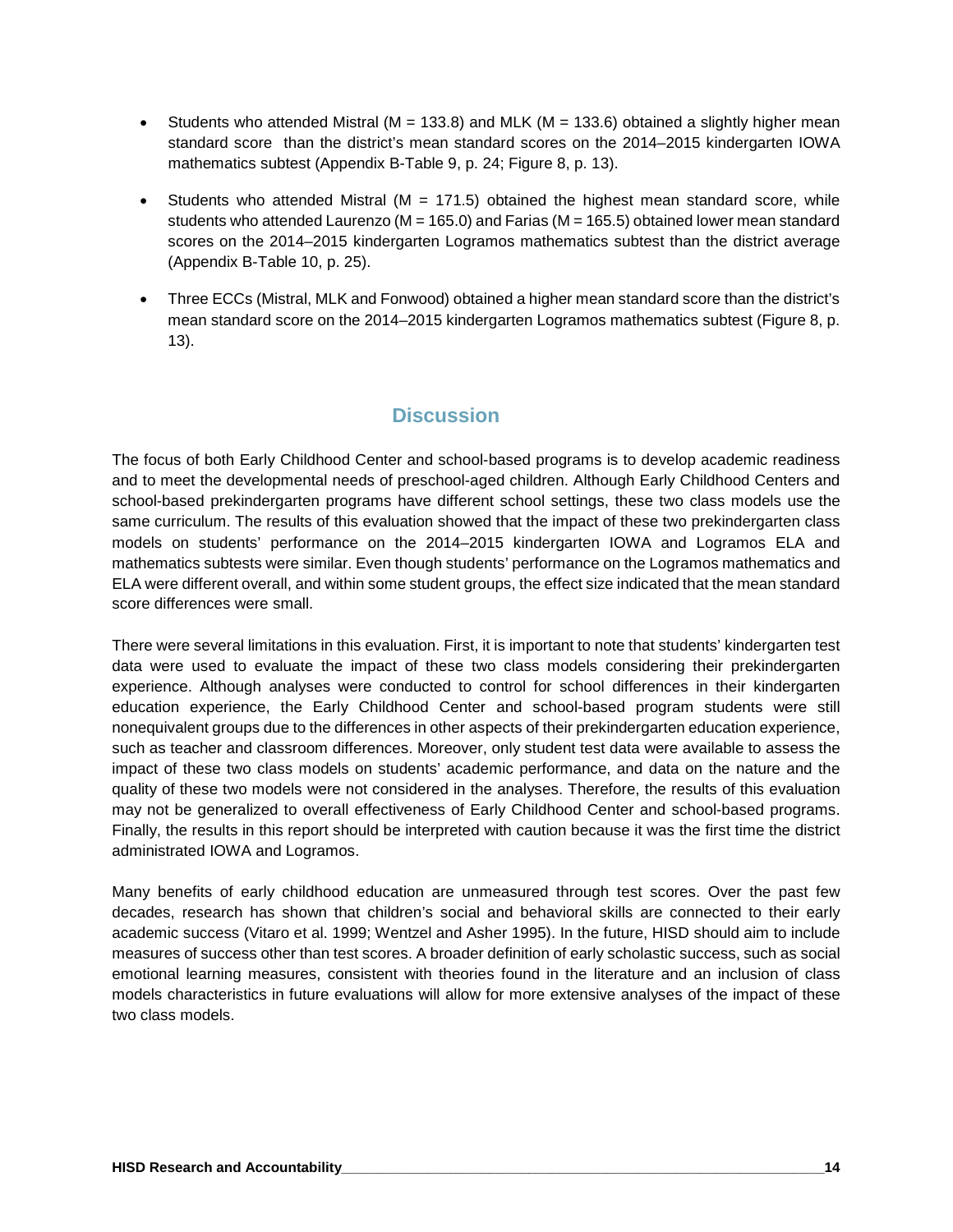- Students who attended Mistral (M = 133.8) and MLK (M = 133.6) obtained a slightly higher mean standard score than the district's mean standard scores on the 2014–2015 kindergarten IOWA mathematics subtest (Appendix B-Table 9, p. 24; Figure 8, p. 13).

- Students who attended Mistral (M = 171.5) obtained the highest mean standard score, while students who attended Laurenzo (M = 165.0) and Farias (M = 165.5) obtained lower mean standard scores on the 2014–2015 kindergarten Logramos mathematics subtest than the district average (Appendix B-Table 10, p. 25).

- Three ECCs (Mistral, MLK and Fonwood) obtained a higher mean standard score than the district's mean standard score on the 2014–2015 kindergarten Logramos mathematics subtest (Figure 8, p. 13).

## Discussion

The focus of both Early Childhood Center and school-based programs is to develop academic readiness and to meet the developmental needs of preschool-aged children. Although Early Childhood Centers and school-based prekindergarten programs have different school settings, these two class models use the same curriculum. The results of this evaluation showed that the impact of these two prekindergarten class models on students' performance on the 2014–2015 kindergarten IOWA and Logramos ELA and mathematics subtests were similar. Even though students' performance on the Logramos mathematics and ELA were different overall, and within some student groups, the effect size indicated that the mean standard score differences were small.

There were several limitations in this evaluation. First, it is important to note that students' kindergarten test data were used to evaluate the impact of these two class models considering their prekindergarten experience. Although analyses were conducted to control for school differences in their kindergarten education experience, the Early Childhood Center and school-based program students were still nonequivalent groups due to the differences in other aspects of their prekindergarten education experience, such as teacher and classroom differences. Moreover, only student test data were available to assess the impact of these two class models on students' academic performance, and data on the nature and the quality of these two models were not considered in the analyses. Therefore, the results of this evaluation may not be generalized to overall effectiveness of Early Childhood Center and school-based programs. Finally, the results in this report should be interpreted with caution because it was the first time the district administrated IOWA and Logramos.

Many benefits of early childhood education are unmeasured through test scores. Over the past few decades, research has shown that children's social and behavioral skills are connected to their early academic success (Vitaro et al. 1999; Wentzel and Asher 1995). In the future, HISD should aim to include measures of success other than test scores. A broader definition of early scholastic success, such as social emotional learning measures, consistent with theories found in the literature and an inclusion of class models characteristics in future evaluations will allow for more extensive analyses of the impact of these two class models.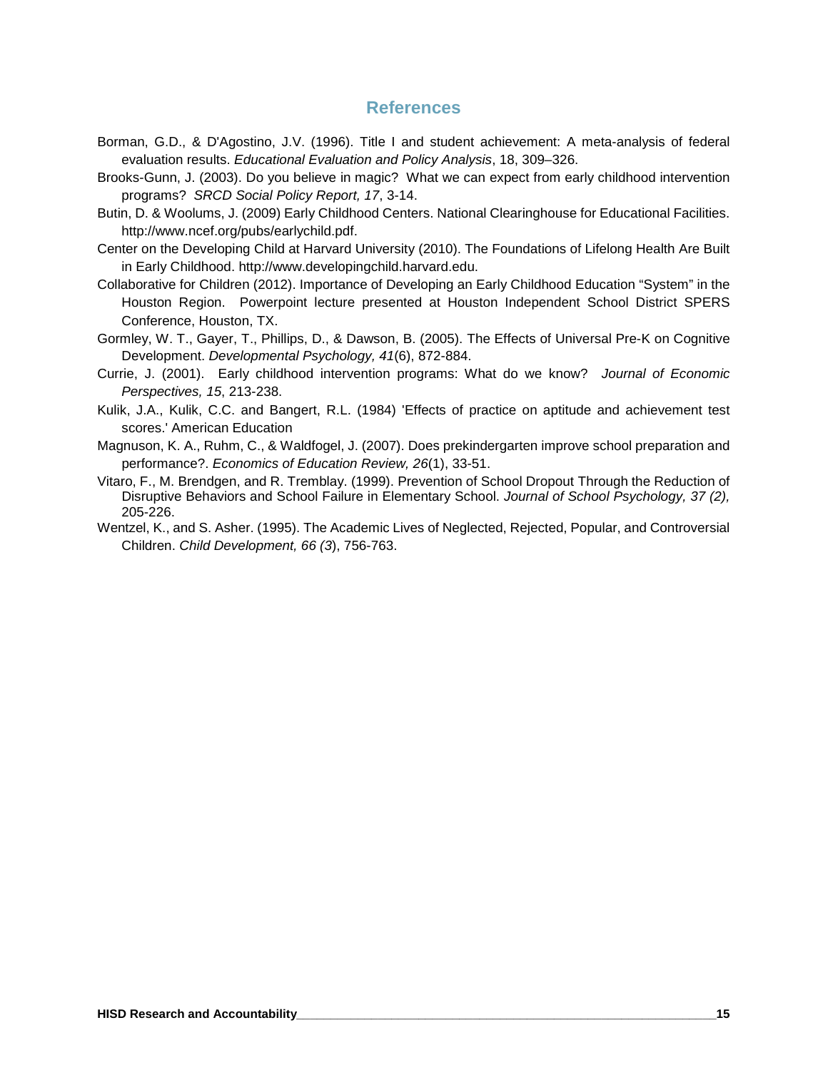## References

Borman, G.D., & D'Agostino, J.V. (1996). Title I and student achievement: A meta-analysis of federal evaluation results. *Educational Evaluation and Policy Analysis*, 18, 309–326.

Brooks-Gunn, J. (2003). Do you believe in magic? What we can expect from early childhood intervention programs? *SRCD Social Policy Report, 17*, 3-14.

Butin, D. & Woolums, J. (2009) Early Childhood Centers. National Clearinghouse for Educational Facilities. http://www.ncef.org/pubs/earlychild.pdf.

Center on the Developing Child at Harvard University (2010). The Foundations of Lifelong Health Are Built in Early Childhood. http://www.developingchild.harvard.edu.

Collaborative for Children (2012). Importance of Developing an Early Childhood Education "System" in the Houston Region. Powerpoint lecture presented at Houston Independent School District SPERS Conference, Houston, TX.

Gormley, W. T., Gayer, T., Phillips, D., & Dawson, B. (2005). The Effects of Universal Pre-K on Cognitive Development. *Developmental Psychology, 41*(6), 872-884.

Currie, J. (2001). Early childhood intervention programs: What do we know? *Journal of Economic Perspectives, 15*, 213-238.

Kulik, J.A., Kulik, C.C. and Bangert, R.L. (1984) 'Effects of practice on aptitude and achievement test scores.' American Education

Magnuson, K. A., Ruhm, C., & Waldfogel, J. (2007). Does prekindergarten improve school preparation and performance?. *Economics of Education Review, 26*(1), 33-51.

Vitaro, F., M. Brendgen, and R. Tremblay. (1999). Prevention of School Dropout Through the Reduction of Disruptive Behaviors and School Failure in Elementary School. *Journal of School Psychology, 37 (2),* 205-226.

Wentzel, K., and S. Asher. (1995). The Academic Lives of Neglected, Rejected, Popular, and Controversial Children. *Child Development, 66 (3*), 756-763.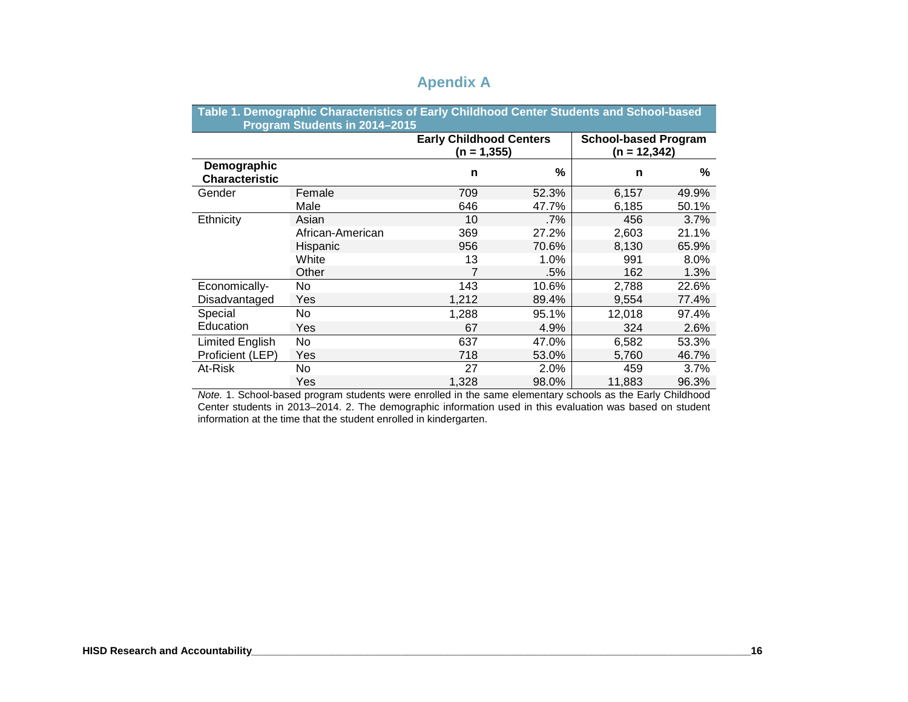# Apendix A

**Table 1. Demographic Characteristics of Early Childhood Center Students and School-based Program Students in 2014–2015**

| | | Early Childhood Centers (n = 1,355) | | School-based Program (n = 12,342) | |
|---|---|---|---|---|---|
| **Demographic Characteristic** | | **n** | **%** | **n** | **%** |
| Gender | Female | 709 | 52.3% | 6,157 | 49.9% |
| | Male | 646 | 47.7% | 6,185 | 50.1% |
| Ethnicity | Asian | 10 | .7% | 456 | 3.7% |
| | African-American | 369 | 27.2% | 2,603 | 21.1% |
| | Hispanic | 956 | 70.6% | 8,130 | 65.9% |
| | White | 13 | 1.0% | 991 | 8.0% |
| | Other | 7 | .5% | 162 | 1.3% |
| Economically-Disadvantaged | No | 143 | 10.6% | 2,788 | 22.6% |
| | Yes | 1,212 | 89.4% | 9,554 | 77.4% |
| Special Education | No | 1,288 | 95.1% | 12,018 | 97.4% |
| | Yes | 67 | 4.9% | 324 | 2.6% |
| Limited English Proficient (LEP) | No | 637 | 47.0% | 6,582 | 53.3% |
| | Yes | 718 | 53.0% | 5,760 | 46.7% |
| At-Risk | No | 27 | 2.0% | 459 | 3.7% |
| | Yes | 1,328 | 98.0% | 11,883 | 96.3% |

*Note.* 1. School-based program students were enrolled in the same elementary schools as the Early Childhood Center students in 2013–2014. 2. The demographic information used in this evaluation was based on student information at the time that the student enrolled in kindergarten.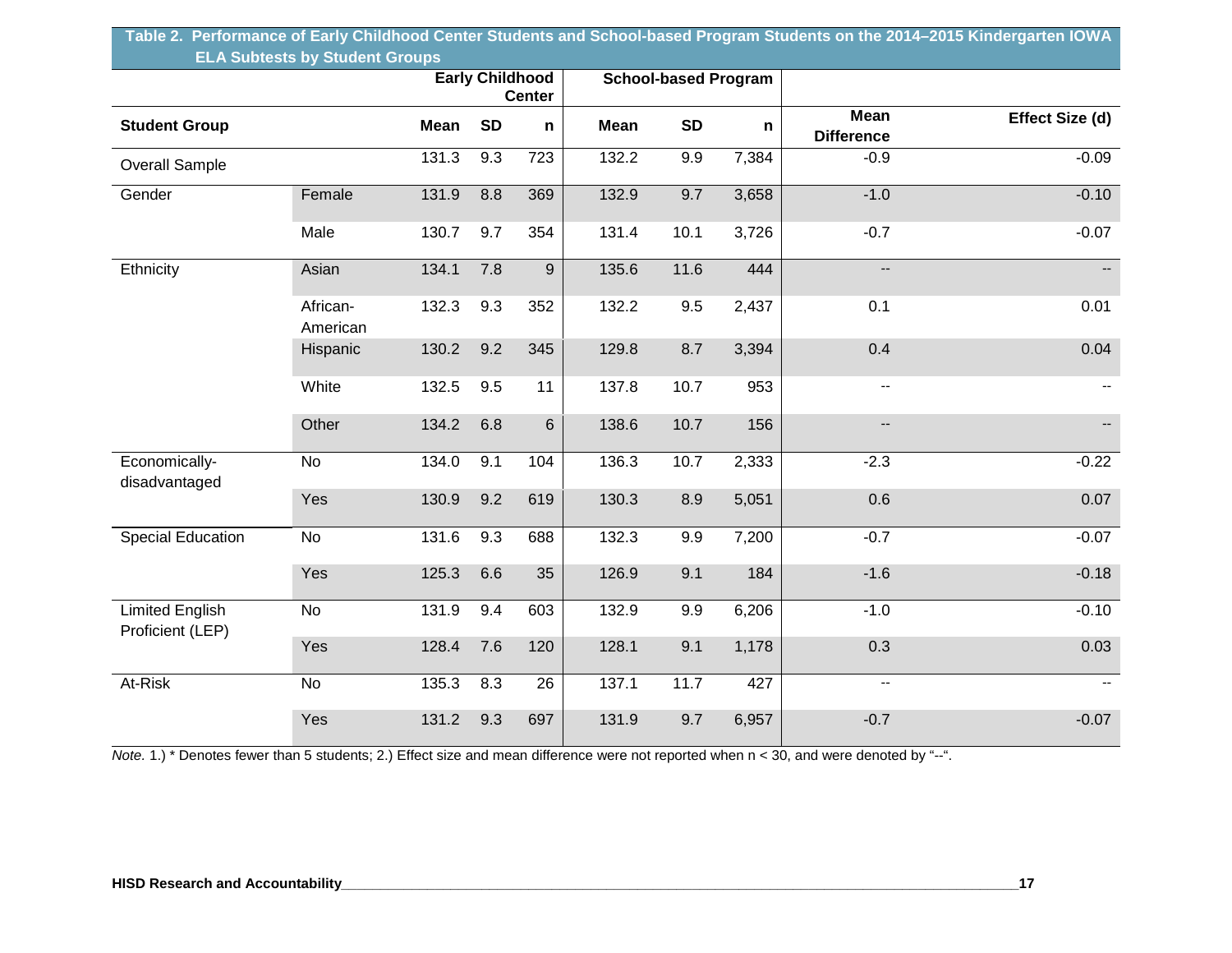**Table 2. Performance of Early Childhood Center Students and School-based Program Students on the 2014–2015 Kindergarten IOWA ELA Subtests by Student Groups**

| | | Early Childhood Center | | | School-based Program | | | | |
|---|---|---|---|---|---|---|---|---|---|
| **Student Group** | | **Mean** | **SD** | **n** | **Mean** | **SD** | **n** | **Mean Difference** | **Effect Size (d)** |
| Overall Sample | | 131.3 | 9.3 | 723 | 132.2 | 9.9 | 7,384 | -0.9 | -0.09 |
| Gender | Female | 131.9 | 8.8 | 369 | 132.9 | 9.7 | 3,658 | -1.0 | -0.10 |
| | Male | 130.7 | 9.7 | 354 | 131.4 | 10.1 | 3,726 | -0.7 | -0.07 |
| Ethnicity | Asian | 134.1 | 7.8 | 9 | 135.6 | 11.6 | 444 | -- | -- |
| | African-American | 132.3 | 9.3 | 352 | 132.2 | 9.5 | 2,437 | 0.1 | 0.01 |
| | Hispanic | 130.2 | 9.2 | 345 | 129.8 | 8.7 | 3,394 | 0.4 | 0.04 |
| | White | 132.5 | 9.5 | 11 | 137.8 | 10.7 | 953 | -- | -- |
| | Other | 134.2 | 6.8 | 6 | 138.6 | 10.7 | 156 | -- | -- |
| Economically-disadvantaged | No | 134.0 | 9.1 | 104 | 136.3 | 10.7 | 2,333 | -2.3 | -0.22 |
| | Yes | 130.9 | 9.2 | 619 | 130.3 | 8.9 | 5,051 | 0.6 | 0.07 |
| Special Education | No | 131.6 | 9.3 | 688 | 132.3 | 9.9 | 7,200 | -0.7 | -0.07 |
| | Yes | 125.3 | 6.6 | 35 | 126.9 | 9.1 | 184 | -1.6 | -0.18 |
| Limited English Proficient (LEP) | No | 131.9 | 9.4 | 603 | 132.9 | 9.9 | 6,206 | -1.0 | -0.10 |
| | Yes | 128.4 | 7.6 | 120 | 128.1 | 9.1 | 1,178 | 0.3 | 0.03 |
| At-Risk | No | 135.3 | 8.3 | 26 | 137.1 | 11.7 | 427 | -- | -- |
| | Yes | 131.2 | 9.3 | 697 | 131.9 | 9.7 | 6,957 | -0.7 | -0.07 |

*Note.* 1.) * Denotes fewer than 5 students; 2.) Effect size and mean difference were not reported when n < 30, and were denoted by "--".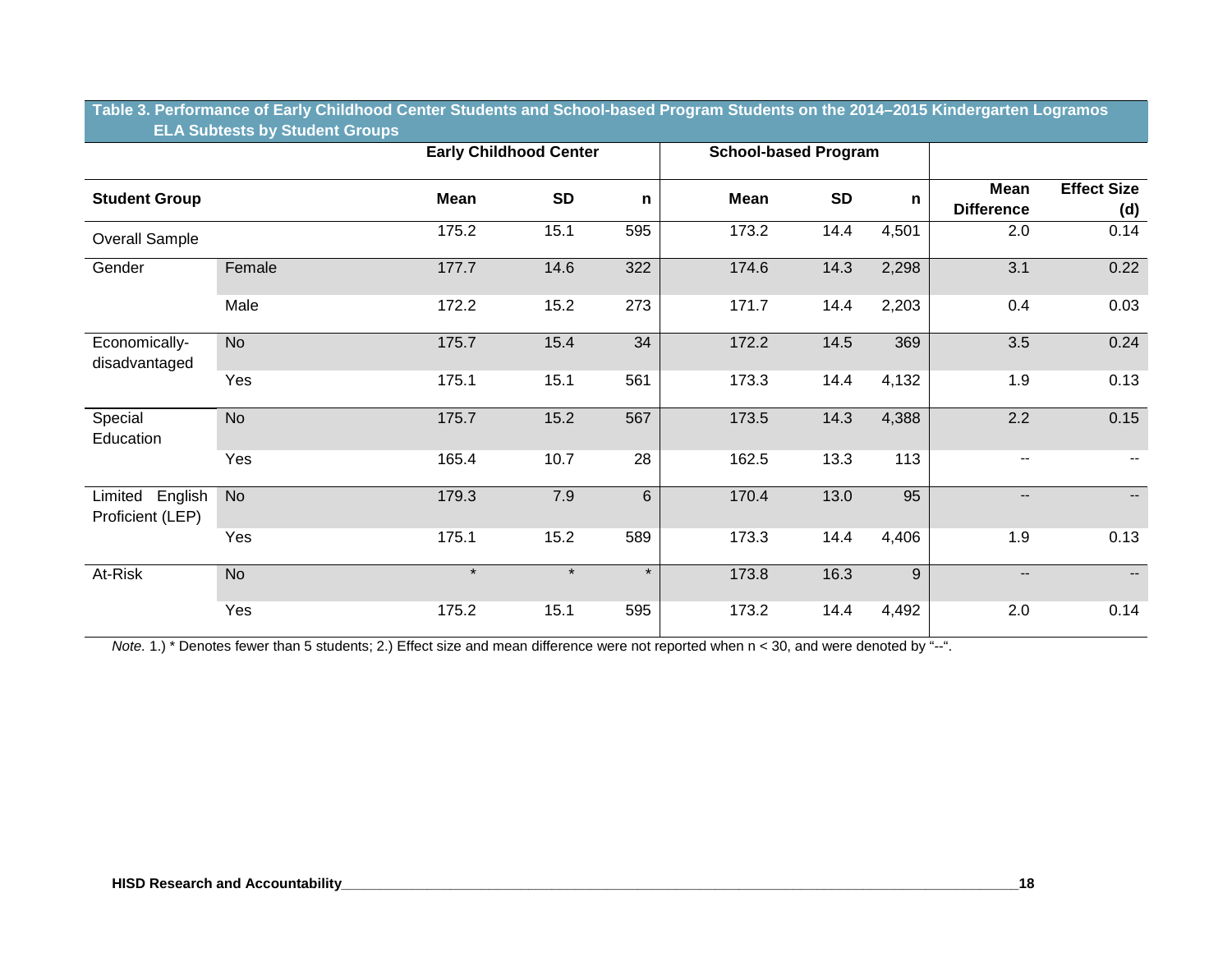**Table 3. Performance of Early Childhood Center Students and School-based Program Students on the 2014–2015 Kindergarten Logramos ELA Subtests by Student Groups**

| Student Group | | Early Childhood Center | | | School-based Program | | | | |
|---|---|---|---|---|---|---|---|---|---|
| | | Mean | SD | n | Mean | SD | n | Mean Difference | Effect Size (d) |
| Overall Sample | | 175.2 | 15.1 | 595 | 173.2 | 14.4 | 4,501 | 2.0 | 0.14 |
| Gender | Female | 177.7 | 14.6 | 322 | 174.6 | 14.3 | 2,298 | 3.1 | 0.22 |
| | Male | 172.2 | 15.2 | 273 | 171.7 | 14.4 | 2,203 | 0.4 | 0.03 |
| Economically-disadvantaged | No | 175.7 | 15.4 | 34 | 172.2 | 14.5 | 369 | 3.5 | 0.24 |
| | Yes | 175.1 | 15.1 | 561 | 173.3 | 14.4 | 4,132 | 1.9 | 0.13 |
| Special Education | No | 175.7 | 15.2 | 567 | 173.5 | 14.3 | 4,388 | 2.2 | 0.15 |
| | Yes | 165.4 | 10.7 | 28 | 162.5 | 13.3 | 113 | -- | -- |
| Limited English Proficient (LEP) | No | 179.3 | 7.9 | 6 | 170.4 | 13.0 | 95 | -- | -- |
| | Yes | 175.1 | 15.2 | 589 | 173.3 | 14.4 | 4,406 | 1.9 | 0.13 |
| At-Risk | No | * | * | * | 173.8 | 16.3 | 9 | -- | -- |
| | Yes | 175.2 | 15.1 | 595 | 173.2 | 14.4 | 4,492 | 2.0 | 0.14 |

*Note.* 1.) * Denotes fewer than 5 students; 2.) Effect size and mean difference were not reported when n < 30, and were denoted by "--".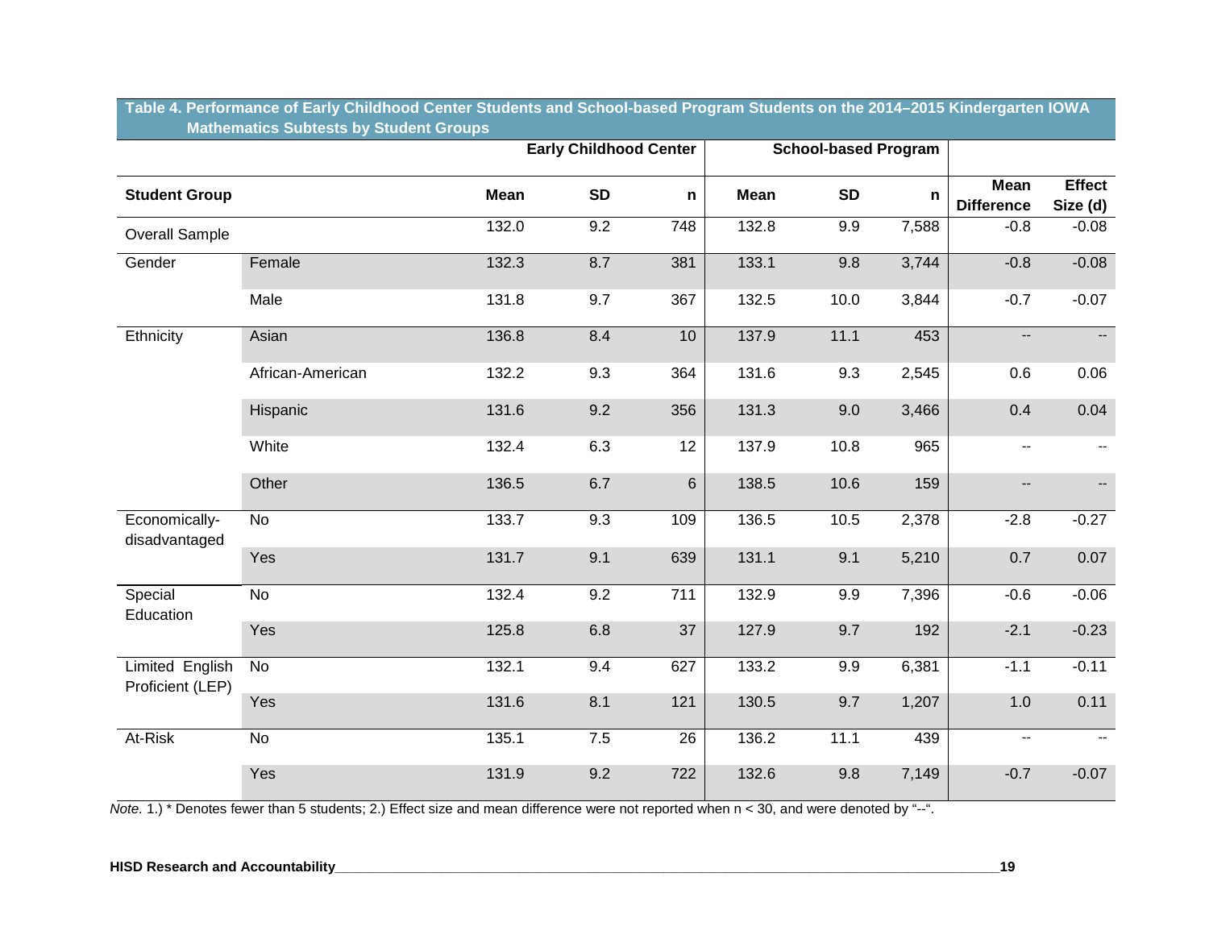**Table 4. Performance of Early Childhood Center Students and School-based Program Students on the 2014–2015 Kindergarten IOWA Mathematics Subtests by Student Groups**

| | | Early Childhood Center | | | School-based Program | | | | |
|---|---|---|---|---|---|---|---|---|---|
| **Student Group** | | **Mean** | **SD** | **n** | **Mean** | **SD** | **n** | **Mean Difference** | **Effect Size (d)** |
| Overall Sample | | 132.0 | 9.2 | 748 | 132.8 | 9.9 | 7,588 | -0.8 | -0.08 |
| Gender | Female | 132.3 | 8.7 | 381 | 133.1 | 9.8 | 3,744 | -0.8 | -0.08 |
| | Male | 131.8 | 9.7 | 367 | 132.5 | 10.0 | 3,844 | -0.7 | -0.07 |
| Ethnicity | Asian | 136.8 | 8.4 | 10 | 137.9 | 11.1 | 453 | -- | -- |
| | African-American | 132.2 | 9.3 | 364 | 131.6 | 9.3 | 2,545 | 0.6 | 0.06 |
| | Hispanic | 131.6 | 9.2 | 356 | 131.3 | 9.0 | 3,466 | 0.4 | 0.04 |
| | White | 132.4 | 6.3 | 12 | 137.9 | 10.8 | 965 | -- | -- |
| | Other | 136.5 | 6.7 | 6 | 138.5 | 10.6 | 159 | -- | -- |
| Economically-disadvantaged | No | 133.7 | 9.3 | 109 | 136.5 | 10.5 | 2,378 | -2.8 | -0.27 |
| | Yes | 131.7 | 9.1 | 639 | 131.1 | 9.1 | 5,210 | 0.7 | 0.07 |
| Special Education | No | 132.4 | 9.2 | 711 | 132.9 | 9.9 | 7,396 | -0.6 | -0.06 |
| | Yes | 125.8 | 6.8 | 37 | 127.9 | 9.7 | 192 | -2.1 | -0.23 |
| Limited English Proficient (LEP) | No | 132.1 | 9.4 | 627 | 133.2 | 9.9 | 6,381 | -1.1 | -0.11 |
| | Yes | 131.6 | 8.1 | 121 | 130.5 | 9.7 | 1,207 | 1.0 | 0.11 |
| At-Risk | No | 135.1 | 7.5 | 26 | 136.2 | 11.1 | 439 | -- | -- |
| | Yes | 131.9 | 9.2 | 722 | 132.6 | 9.8 | 7,149 | -0.7 | -0.07 |

*Note.* 1.) * Denotes fewer than 5 students; 2.) Effect size and mean difference were not reported when n < 30, and were denoted by "--".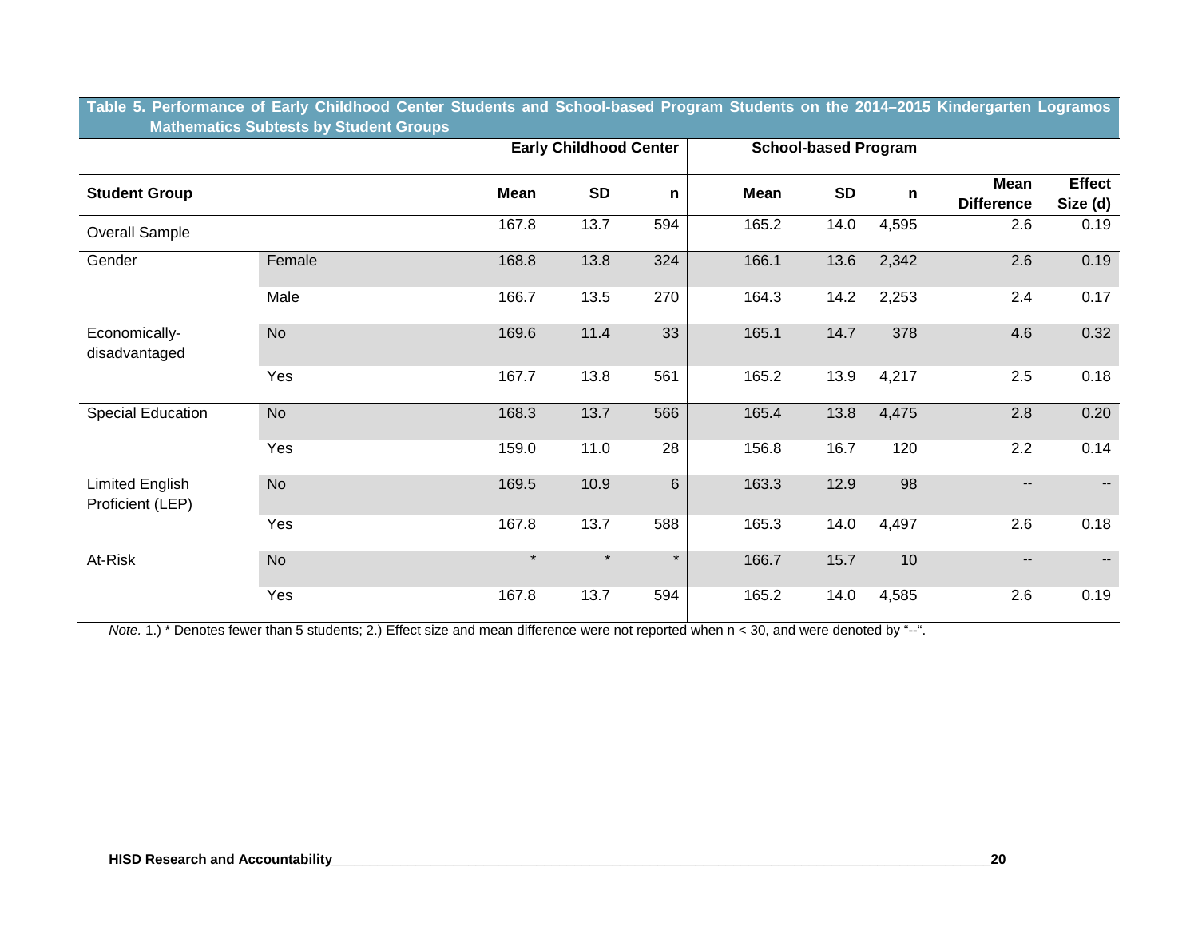**Table 5. Performance of Early Childhood Center Students and School-based Program Students on the 2014–2015 Kindergarten Logramos Mathematics Subtests by Student Groups**

| | | Early Childhood Center | | | School-based Program | | | | |
|---|---|---|---|---|---|---|---|---|---|
| **Student Group** | | **Mean** | **SD** | **n** | **Mean** | **SD** | **n** | **Mean Difference** | **Effect Size (d)** |
| Overall Sample | | 167.8 | 13.7 | 594 | 165.2 | 14.0 | 4,595 | 2.6 | 0.19 |
| Gender | Female | 168.8 | 13.8 | 324 | 166.1 | 13.6 | 2,342 | 2.6 | 0.19 |
| | Male | 166.7 | 13.5 | 270 | 164.3 | 14.2 | 2,253 | 2.4 | 0.17 |
| Economically-disadvantaged | No | 169.6 | 11.4 | 33 | 165.1 | 14.7 | 378 | 4.6 | 0.32 |
| | Yes | 167.7 | 13.8 | 561 | 165.2 | 13.9 | 4,217 | 2.5 | 0.18 |
| Special Education | No | 168.3 | 13.7 | 566 | 165.4 | 13.8 | 4,475 | 2.8 | 0.20 |
| | Yes | 159.0 | 11.0 | 28 | 156.8 | 16.7 | 120 | 2.2 | 0.14 |
| Limited English Proficient (LEP) | No | 169.5 | 10.9 | 6 | 163.3 | 12.9 | 98 | -- | -- |
| | Yes | 167.8 | 13.7 | 588 | 165.3 | 14.0 | 4,497 | 2.6 | 0.18 |
| At-Risk | No | * | * | * | 166.7 | 15.7 | 10 | -- | -- |
| | Yes | 167.8 | 13.7 | 594 | 165.2 | 14.0 | 4,585 | 2.6 | 0.19 |

*Note.* 1.) * Denotes fewer than 5 students; 2.) Effect size and mean difference were not reported when n < 30, and were denoted by "--".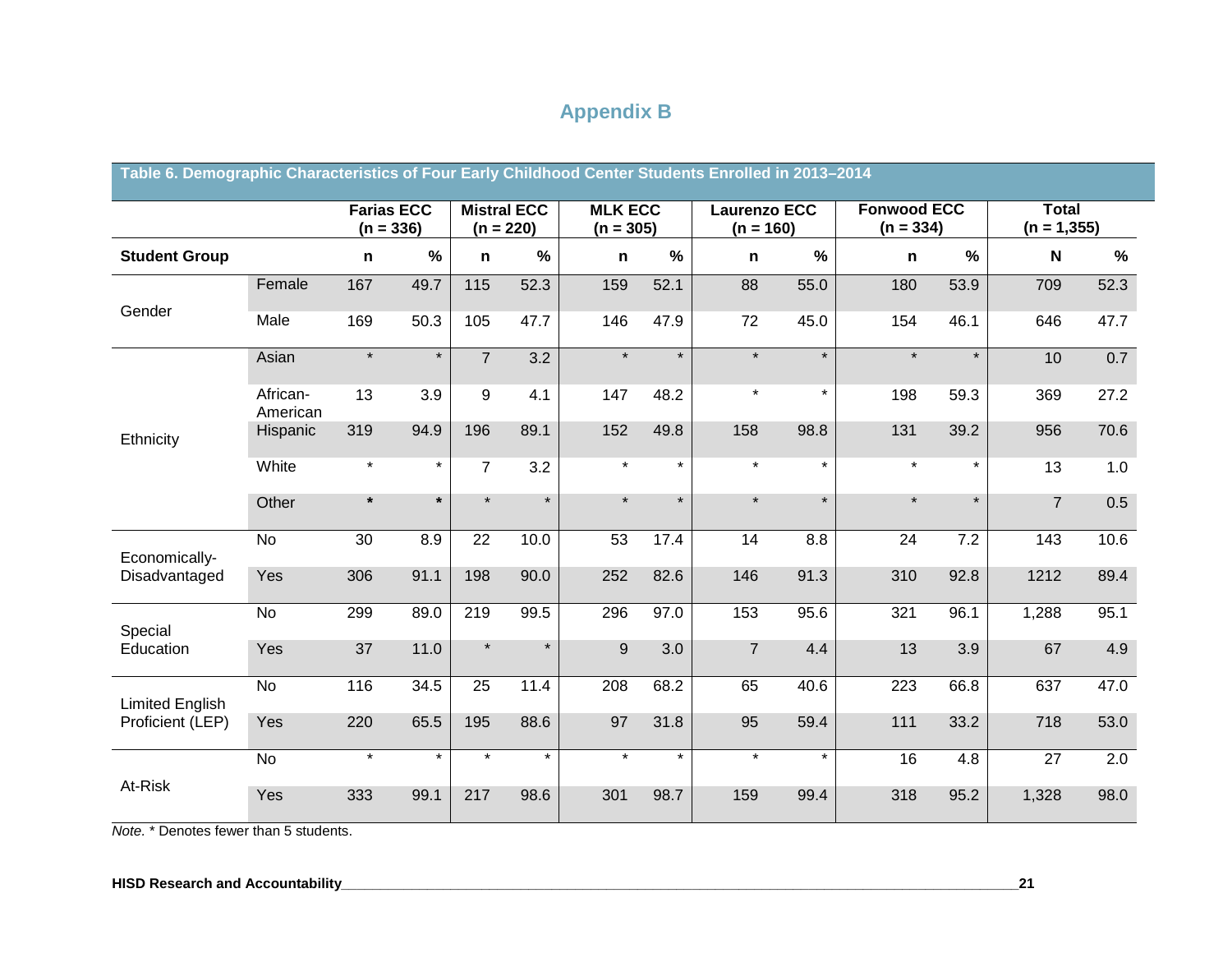# Appendix B

**Table 6. Demographic Characteristics of Four Early Childhood Center Students Enrolled in 2013–2014**

| | | Farias ECC (n = 336) | | Mistral ECC (n = 220) | | MLK ECC (n = 305) | | Laurenzo ECC (n = 160) | | Fonwood ECC (n = 334) | | Total (n = 1,355) | |
|---|---|---|---|---|---|---|---|---|---|---|---|---|---|
| **Student Group** | | **n** | **%** | **n** | **%** | **n** | **%** | **n** | **%** | **n** | **%** | **N** | **%** |
| Gender | Female | 167 | 49.7 | 115 | 52.3 | 159 | 52.1 | 88 | 55.0 | 180 | 53.9 | 709 | 52.3 |
| | Male | 169 | 50.3 | 105 | 47.7 | 146 | 47.9 | 72 | 45.0 | 154 | 46.1 | 646 | 47.7 |
| Ethnicity | Asian | * | * | 7 | 3.2 | * | * | * | * | * | * | 10 | 0.7 |
| | African-American | 13 | 3.9 | 9 | 4.1 | 147 | 48.2 | * | * | 198 | 59.3 | 369 | 27.2 |
| | Hispanic | 319 | 94.9 | 196 | 89.1 | 152 | 49.8 | 158 | 98.8 | 131 | 39.2 | 956 | 70.6 |
| | White | * | * | 7 | 3.2 | * | * | * | * | * | * | 13 | 1.0 |
| | Other | * | * | * | * | * | * | * | * | * | * | 7 | 0.5 |
| Economically-Disadvantaged | No | 30 | 8.9 | 22 | 10.0 | 53 | 17.4 | 14 | 8.8 | 24 | 7.2 | 143 | 10.6 |
| | Yes | 306 | 91.1 | 198 | 90.0 | 252 | 82.6 | 146 | 91.3 | 310 | 92.8 | 1212 | 89.4 |
| Special Education | No | 299 | 89.0 | 219 | 99.5 | 296 | 97.0 | 153 | 95.6 | 321 | 96.1 | 1,288 | 95.1 |
| | Yes | 37 | 11.0 | * | * | 9 | 3.0 | 7 | 4.4 | 13 | 3.9 | 67 | 4.9 |
| Limited English Proficient (LEP) | No | 116 | 34.5 | 25 | 11.4 | 208 | 68.2 | 65 | 40.6 | 223 | 66.8 | 637 | 47.0 |
| | Yes | 220 | 65.5 | 195 | 88.6 | 97 | 31.8 | 95 | 59.4 | 111 | 33.2 | 718 | 53.0 |
| At-Risk | No | * | * | * | * | * | * | * | * | 16 | 4.8 | 27 | 2.0 |
| | Yes | 333 | 99.1 | 217 | 98.6 | 301 | 98.7 | 159 | 99.4 | 318 | 95.2 | 1,328 | 98.0 |

*Note.* * Denotes fewer than 5 students.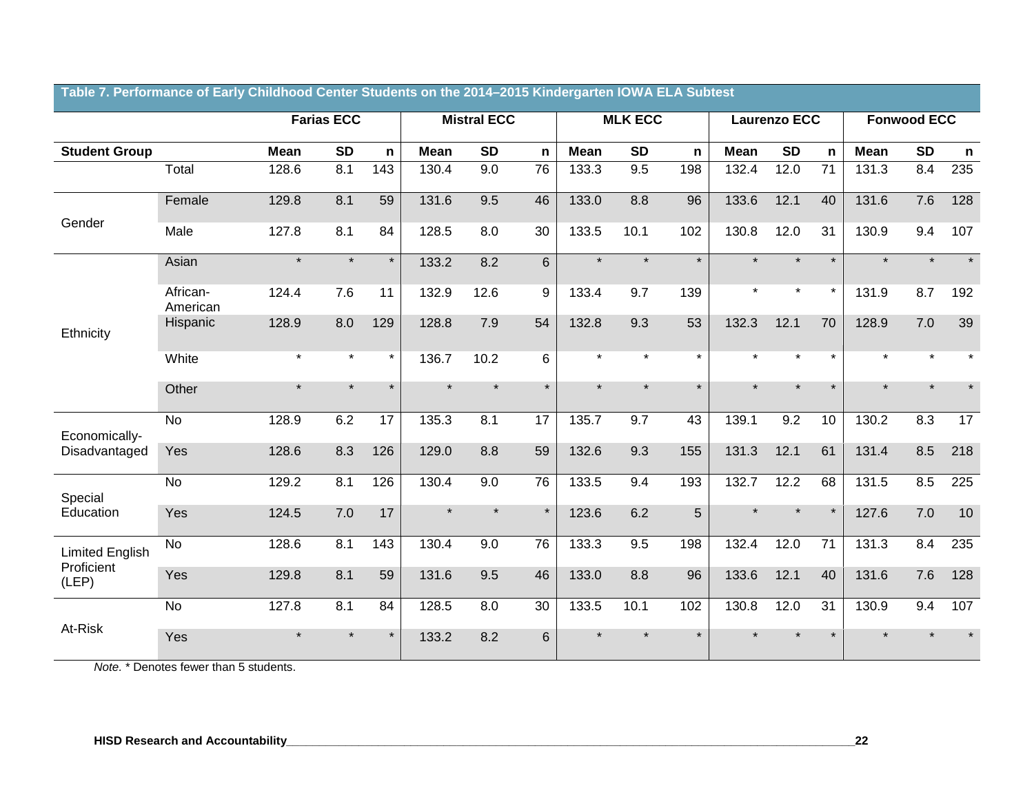**Table 7. Performance of Early Childhood Center Students on the 2014–2015 Kindergarten IOWA ELA Subtest**

| | | Farias ECC | | | Mistral ECC | | | MLK ECC | | | Laurenzo ECC | | | Fonwood ECC | | |
|---|---|---|---|---|---|---|---|---|---|---|---|---|---|---|---|---|
| **Student Group** | | **Mean** | **SD** | **n** | **Mean** | **SD** | **n** | **Mean** | **SD** | **n** | **Mean** | **SD** | **n** | **Mean** | **SD** | **n** |
| | Total | 128.6 | 8.1 | 143 | 130.4 | 9.0 | 76 | 133.3 | 9.5 | 198 | 132.4 | 12.0 | 71 | 131.3 | 8.4 | 235 |
| Gender | Female | 129.8 | 8.1 | 59 | 131.6 | 9.5 | 46 | 133.0 | 8.8 | 96 | 133.6 | 12.1 | 40 | 131.6 | 7.6 | 128 |
| | Male | 127.8 | 8.1 | 84 | 128.5 | 8.0 | 30 | 133.5 | 10.1 | 102 | 130.8 | 12.0 | 31 | 130.9 | 9.4 | 107 |
| Ethnicity | Asian | * | * | * | 133.2 | 8.2 | 6 | * | * | * | * | * | * | * | * | * |
| | African-American | 124.4 | 7.6 | 11 | 132.9 | 12.6 | 9 | 133.4 | 9.7 | 139 | * | * | * | 131.9 | 8.7 | 192 |
| | Hispanic | 128.9 | 8.0 | 129 | 128.8 | 7.9 | 54 | 132.8 | 9.3 | 53 | 132.3 | 12.1 | 70 | 128.9 | 7.0 | 39 |
| | White | * | * | * | 136.7 | 10.2 | 6 | * | * | * | * | * | * | * | * | * |
| | Other | * | * | * | * | * | * | * | * | * | * | * | * | * | * | * |
| Economically-Disadvantaged | No | 128.9 | 6.2 | 17 | 135.3 | 8.1 | 17 | 135.7 | 9.7 | 43 | 139.1 | 9.2 | 10 | 130.2 | 8.3 | 17 |
| | Yes | 128.6 | 8.3 | 126 | 129.0 | 8.8 | 59 | 132.6 | 9.3 | 155 | 131.3 | 12.1 | 61 | 131.4 | 8.5 | 218 |
| Special Education | No | 129.2 | 8.1 | 126 | 130.4 | 9.0 | 76 | 133.5 | 9.4 | 193 | 132.7 | 12.2 | 68 | 131.5 | 8.5 | 225 |
| | Yes | 124.5 | 7.0 | 17 | * | * | * | 123.6 | 6.2 | 5 | * | * | * | 127.6 | 7.0 | 10 |
| Limited English Proficient (LEP) | No | 128.6 | 8.1 | 143 | 130.4 | 9.0 | 76 | 133.3 | 9.5 | 198 | 132.4 | 12.0 | 71 | 131.3 | 8.4 | 235 |
| | Yes | 129.8 | 8.1 | 59 | 131.6 | 9.5 | 46 | 133.0 | 8.8 | 96 | 133.6 | 12.1 | 40 | 131.6 | 7.6 | 128 |
| At-Risk | No | 127.8 | 8.1 | 84 | 128.5 | 8.0 | 30 | 133.5 | 10.1 | 102 | 130.8 | 12.0 | 31 | 130.9 | 9.4 | 107 |
| | Yes | * | * | * | 133.2 | 8.2 | 6 | * | * | * | * | * | * | * | * | * |

*Note.* * Denotes fewer than 5 students.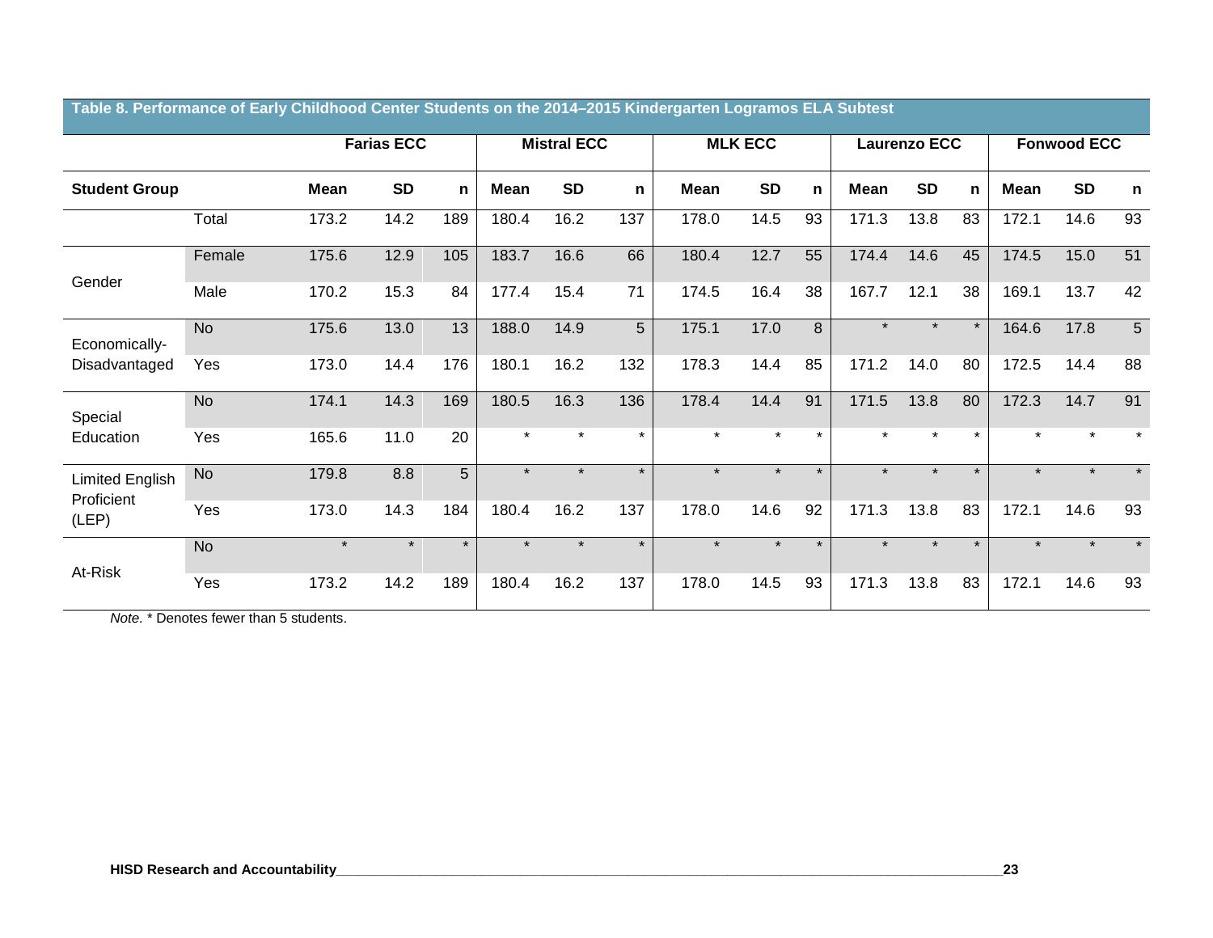**Table 8. Performance of Early Childhood Center Students on the 2014–2015 Kindergarten Logramos ELA Subtest**

| | | Farias ECC | | | Mistral ECC | | | MLK ECC | | | Laurenzo ECC | | | Fonwood ECC | | |
|---|---|---|---|---|---|---|---|---|---|---|---|---|---|---|---|---|
| **Student Group** | | **Mean** | **SD** | **n** | **Mean** | **SD** | **n** | **Mean** | **SD** | **n** | **Mean** | **SD** | **n** | **Mean** | **SD** | **n** |
| | Total | 173.2 | 14.2 | 189 | 180.4 | 16.2 | 137 | 178.0 | 14.5 | 93 | 171.3 | 13.8 | 83 | 172.1 | 14.6 | 93 |
| Gender | Female | 175.6 | 12.9 | 105 | 183.7 | 16.6 | 66 | 180.4 | 12.7 | 55 | 174.4 | 14.6 | 45 | 174.5 | 15.0 | 51 |
| | Male | 170.2 | 15.3 | 84 | 177.4 | 15.4 | 71 | 174.5 | 16.4 | 38 | 167.7 | 12.1 | 38 | 169.1 | 13.7 | 42 |
| Economically-Disadvantaged | No | 175.6 | 13.0 | 13 | 188.0 | 14.9 | 5 | 175.1 | 17.0 | 8 | * | * | * | 164.6 | 17.8 | 5 |
| | Yes | 173.0 | 14.4 | 176 | 180.1 | 16.2 | 132 | 178.3 | 14.4 | 85 | 171.2 | 14.0 | 80 | 172.5 | 14.4 | 88 |
| Special Education | No | 174.1 | 14.3 | 169 | 180.5 | 16.3 | 136 | 178.4 | 14.4 | 91 | 171.5 | 13.8 | 80 | 172.3 | 14.7 | 91 |
| | Yes | 165.6 | 11.0 | 20 | * | * | * | * | * | * | * | * | * | * | * | * |
| Limited English Proficient (LEP) | No | 179.8 | 8.8 | 5 | * | * | * | * | * | * | * | * | * | * | * | * |
| | Yes | 173.0 | 14.3 | 184 | 180.4 | 16.2 | 137 | 178.0 | 14.6 | 92 | 171.3 | 13.8 | 83 | 172.1 | 14.6 | 93 |
| At-Risk | No | * | * | * | * | * | * | * | * | * | * | * | * | * | * | * |
| | Yes | 173.2 | 14.2 | 189 | 180.4 | 16.2 | 137 | 178.0 | 14.5 | 93 | 171.3 | 13.8 | 83 | 172.1 | 14.6 | 93 |

*Note.* * Denotes fewer than 5 students.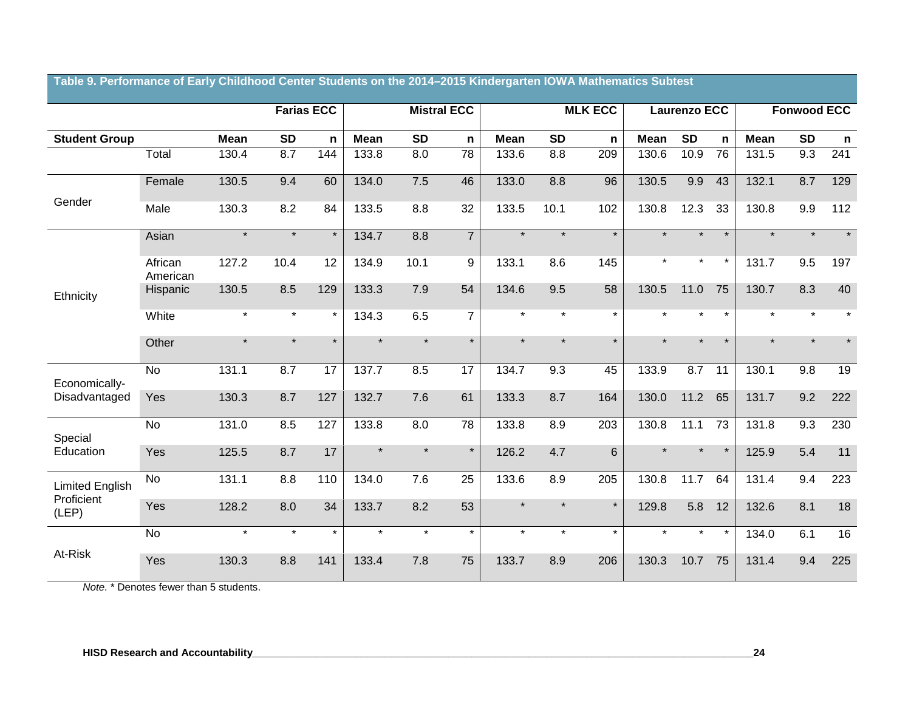**Table 9. Performance of Early Childhood Center Students on the 2014–2015 Kindergarten IOWA Mathematics Subtest**

| | | Farias ECC | | | Mistral ECC | | | MLK ECC | | | Laurenzo ECC | | | Fonwood ECC | | |
|---|---|---|---|---|---|---|---|---|---|---|---|---|---|---|---|---|
| **Student Group** | | **Mean** | **SD** | **n** | **Mean** | **SD** | **n** | **Mean** | **SD** | **n** | **Mean** | **SD** | **n** | **Mean** | **SD** | **n** |
| | Total | 130.4 | 8.7 | 144 | 133.8 | 8.0 | 78 | 133.6 | 8.8 | 209 | 130.6 | 10.9 | 76 | 131.5 | 9.3 | 241 |
| Gender | Female | 130.5 | 9.4 | 60 | 134.0 | 7.5 | 46 | 133.0 | 8.8 | 96 | 130.5 | 9.9 | 43 | 132.1 | 8.7 | 129 |
| | Male | 130.3 | 8.2 | 84 | 133.5 | 8.8 | 32 | 133.5 | 10.1 | 102 | 130.8 | 12.3 | 33 | 130.8 | 9.9 | 112 |
| Ethnicity | Asian | * | * | * | 134.7 | 8.8 | 7 | * | * | * | * | * | * | * | * | * |
| | African American | 127.2 | 10.4 | 12 | 134.9 | 10.1 | 9 | 133.1 | 8.6 | 145 | * | * | * | 131.7 | 9.5 | 197 |
| | Hispanic | 130.5 | 8.5 | 129 | 133.3 | 7.9 | 54 | 134.6 | 9.5 | 58 | 130.5 | 11.0 | 75 | 130.7 | 8.3 | 40 |
| | White | * | * | * | 134.3 | 6.5 | 7 | * | * | * | * | * | * | * | * | * |
| | Other | * | * | * | * | * | * | * | * | * | * | * | * | * | * | * |
| Economically-Disadvantaged | No | 131.1 | 8.7 | 17 | 137.7 | 8.5 | 17 | 134.7 | 9.3 | 45 | 133.9 | 8.7 | 11 | 130.1 | 9.8 | 19 |
| | Yes | 130.3 | 8.7 | 127 | 132.7 | 7.6 | 61 | 133.3 | 8.7 | 164 | 130.0 | 11.2 | 65 | 131.7 | 9.2 | 222 |
| Special Education | No | 131.0 | 8.5 | 127 | 133.8 | 8.0 | 78 | 133.8 | 8.9 | 203 | 130.8 | 11.1 | 73 | 131.8 | 9.3 | 230 |
| | Yes | 125.5 | 8.7 | 17 | * | * | * | 126.2 | 4.7 | 6 | * | * | * | 125.9 | 5.4 | 11 |
| Limited English Proficient (LEP) | No | 131.1 | 8.8 | 110 | 134.0 | 7.6 | 25 | 133.6 | 8.9 | 205 | 130.8 | 11.7 | 64 | 131.4 | 9.4 | 223 |
| | Yes | 128.2 | 8.0 | 34 | 133.7 | 8.2 | 53 | * | * | * | 129.8 | 5.8 | 12 | 132.6 | 8.1 | 18 |
| At-Risk | No | * | * | * | * | * | * | * | * | * | * | * | * | 134.0 | 6.1 | 16 |
| | Yes | 130.3 | 8.8 | 141 | 133.4 | 7.8 | 75 | 133.7 | 8.9 | 206 | 130.3 | 10.7 | 75 | 131.4 | 9.4 | 225 |

*Note.* * Denotes fewer than 5 students.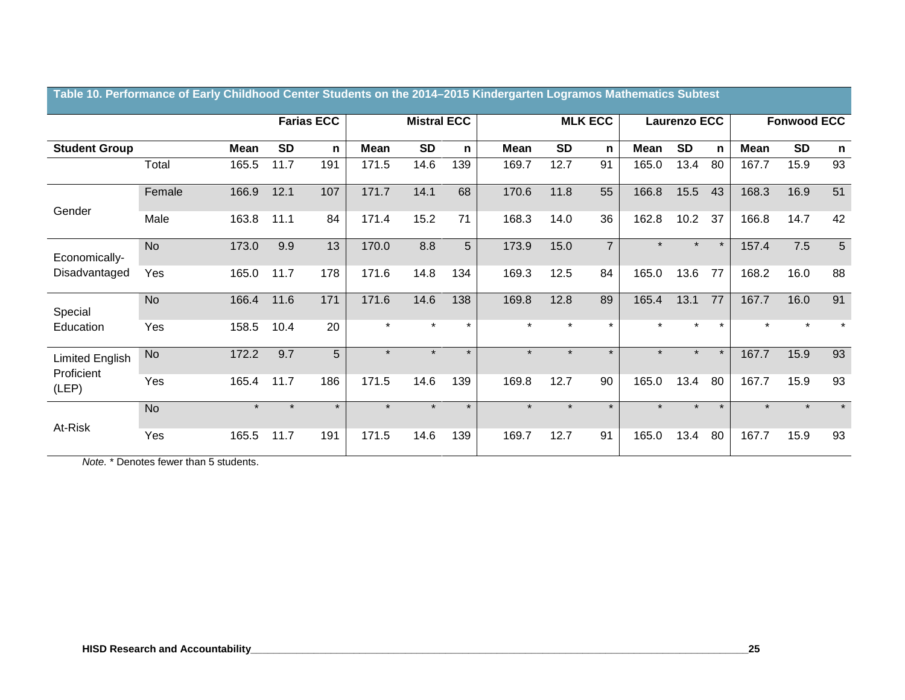**Table 10. Performance of Early Childhood Center Students on the 2014–2015 Kindergarten Logramos Mathematics Subtest**

| | | Farias ECC | | | Mistral ECC | | | MLK ECC | | | Laurenzo ECC | | | Fonwood ECC | | |
|---|---|---|---|---|---|---|---|---|---|---|---|---|---|---|---|---|
| **Student Group** | | **Mean** | **SD** | **n** | **Mean** | **SD** | **n** | **Mean** | **SD** | **n** | **Mean** | **SD** | **n** | **Mean** | **SD** | **n** |
| | Total | 165.5 | 11.7 | 191 | 171.5 | 14.6 | 139 | 169.7 | 12.7 | 91 | 165.0 | 13.4 | 80 | 167.7 | 15.9 | 93 |
| Gender | Female | 166.9 | 12.1 | 107 | 171.7 | 14.1 | 68 | 170.6 | 11.8 | 55 | 166.8 | 15.5 | 43 | 168.3 | 16.9 | 51 |
| | Male | 163.8 | 11.1 | 84 | 171.4 | 15.2 | 71 | 168.3 | 14.0 | 36 | 162.8 | 10.2 | 37 | 166.8 | 14.7 | 42 |
| Economically-Disadvantaged | No | 173.0 | 9.9 | 13 | 170.0 | 8.8 | 5 | 173.9 | 15.0 | 7 | * | * | * | 157.4 | 7.5 | 5 |
| | Yes | 165.0 | 11.7 | 178 | 171.6 | 14.8 | 134 | 169.3 | 12.5 | 84 | 165.0 | 13.6 | 77 | 168.2 | 16.0 | 88 |
| Special Education | No | 166.4 | 11.6 | 171 | 171.6 | 14.6 | 138 | 169.8 | 12.8 | 89 | 165.4 | 13.1 | 77 | 167.7 | 16.0 | 91 |
| | Yes | 158.5 | 10.4 | 20 | * | * | * | * | * | * | * | * | * | * | * | * |
| Limited English Proficient (LEP) | No | 172.2 | 9.7 | 5 | * | * | * | * | * | * | * | * | * | 167.7 | 15.9 | 93 |
| | Yes | 165.4 | 11.7 | 186 | 171.5 | 14.6 | 139 | 169.8 | 12.7 | 90 | 165.0 | 13.4 | 80 | 167.7 | 15.9 | 93 |
| At-Risk | No | * | * | * | * | * | * | * | * | * | * | * | * | * | * | * |
| | Yes | 165.5 | 11.7 | 191 | 171.5 | 14.6 | 139 | 169.7 | 12.7 | 91 | 165.0 | 13.4 | 80 | 167.7 | 15.9 | 93 |

*Note.* * Denotes fewer than 5 students.